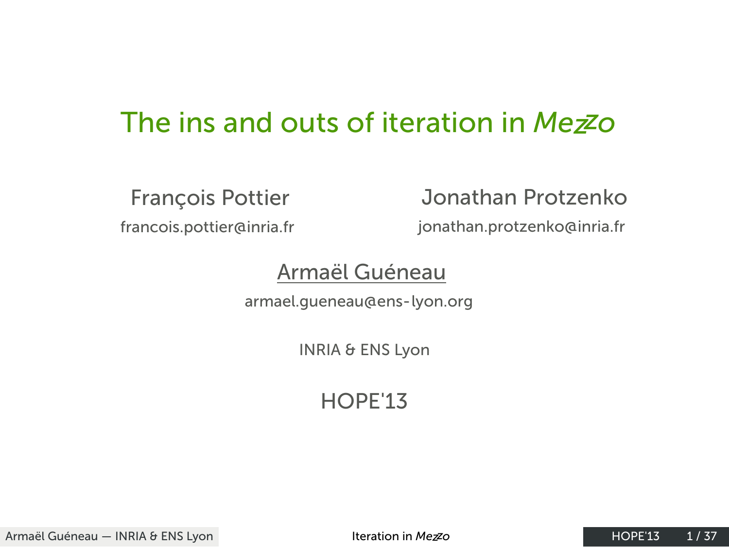# The ins and outs of iteration in *Mezzo*

François Pottier
francois.pottier@inria.fr

Jonathan Protzenko
jonathan.protzenko@inria.fr

Armaël Guéneau
armael.gueneau@ens-lyon.org

INRIA & ENS Lyon

HOPE'13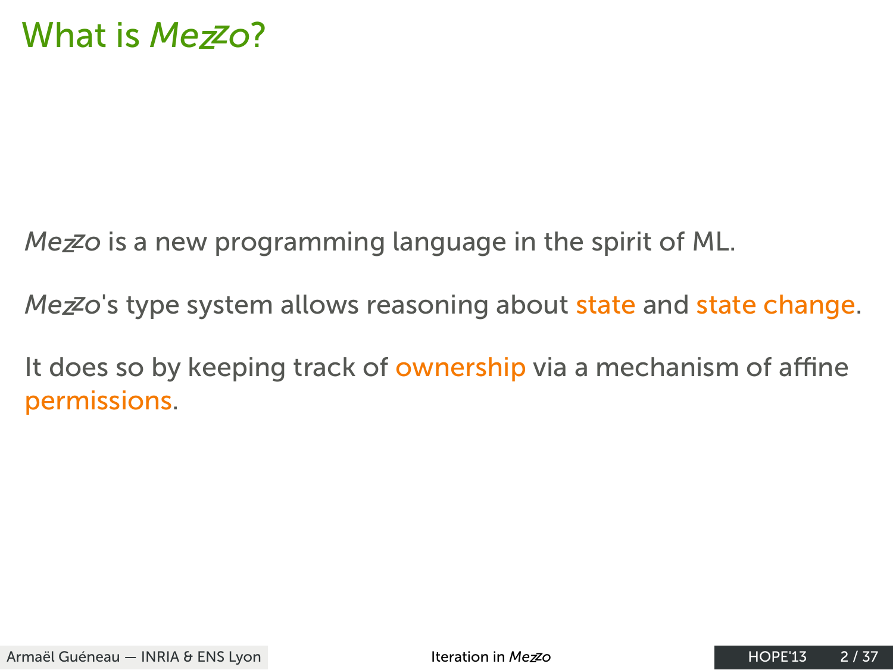# What is *Mezzo*?

*Mezzo* is a new programming language in the spirit of ML.

*Mezzo*'s type system allows reasoning about state and state change.

It does so by keeping track of ownership via a mechanism of affine permissions.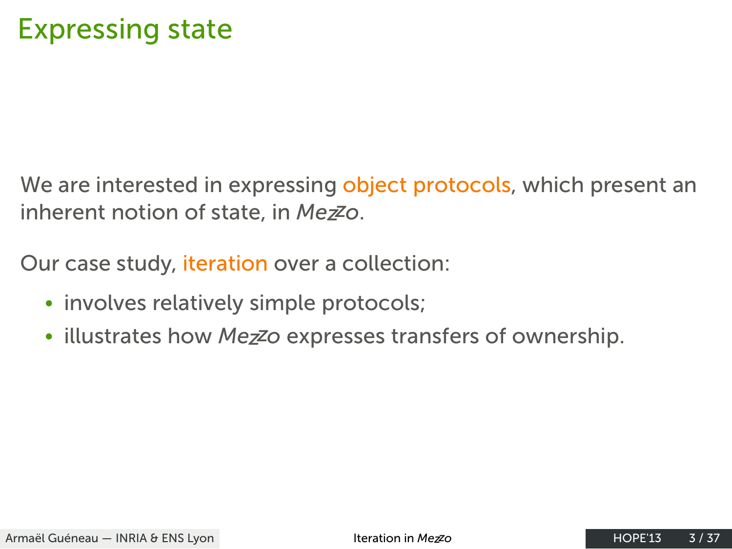# Expressing state

We are interested in expressing object protocols, which present an inherent notion of state, in *Mezzo*.

Our case study, iteration over a collection:

- involves relatively simple protocols;
- illustrates how *Mezzo* expresses transfers of ownership.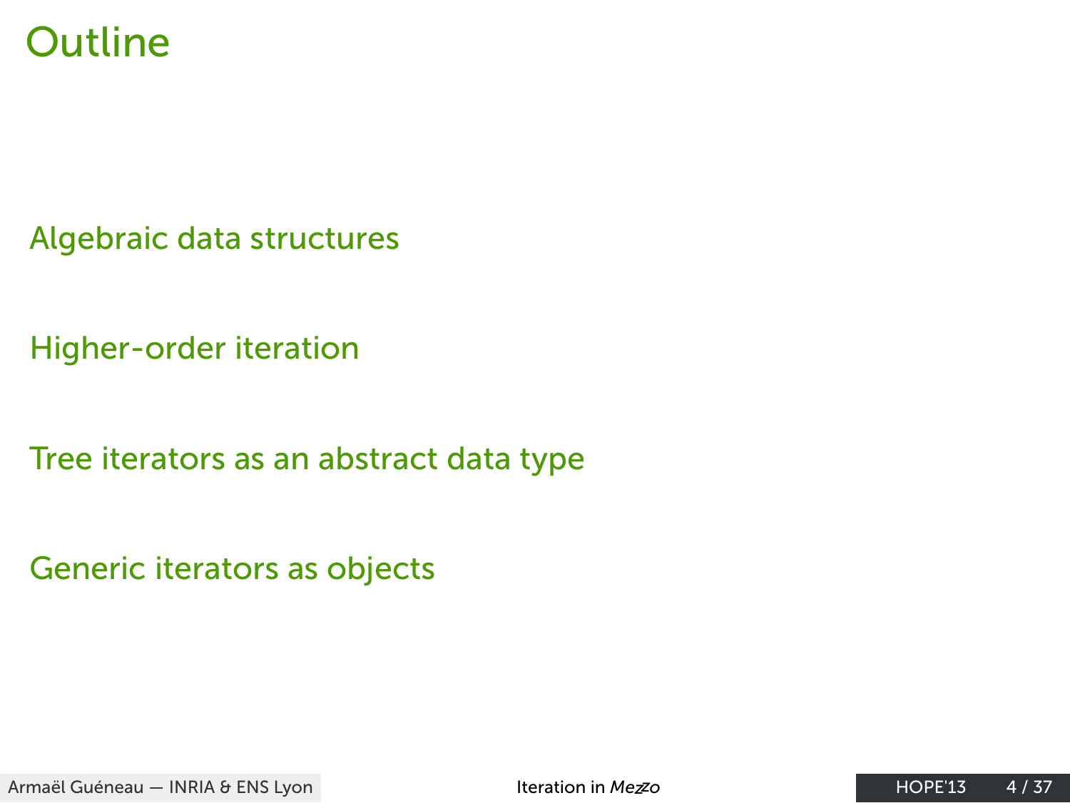# Outline

Algebraic data structures

Higher-order iteration

Tree iterators as an abstract data type

Generic iterators as objects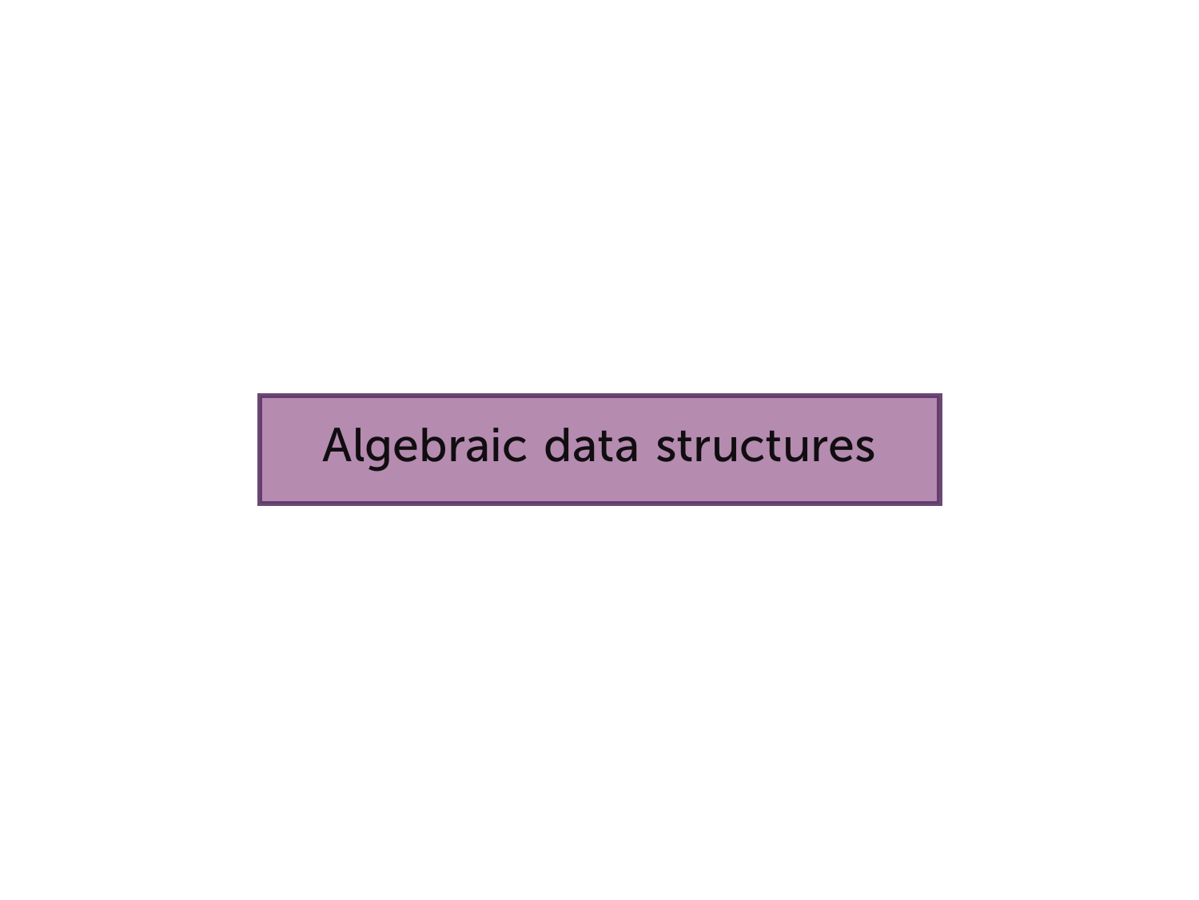# Algebraic data structures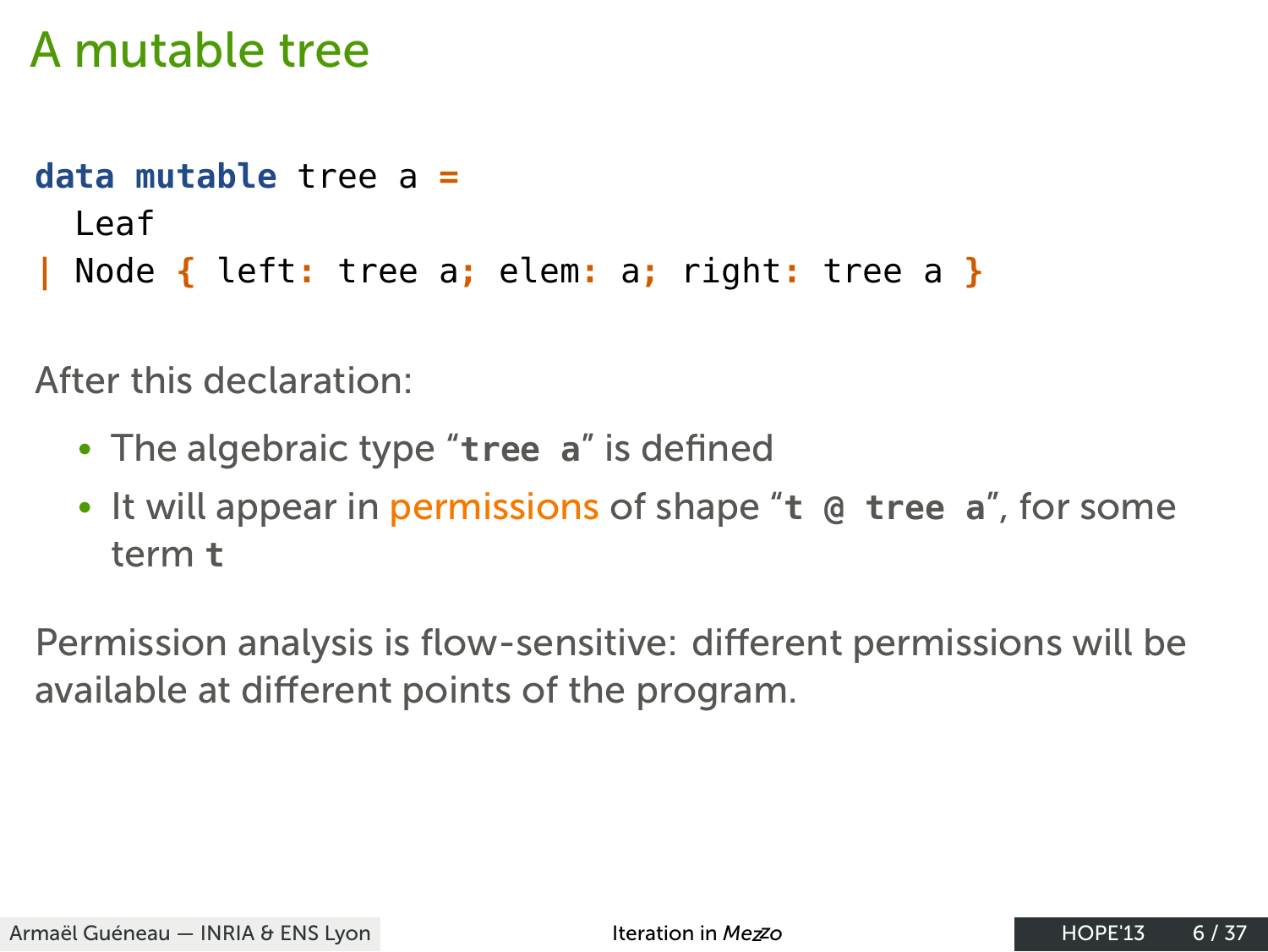# A mutable tree

```
data mutable tree a =
  Leaf
| Node { left: tree a; elem: a; right: tree a }
```

After this declaration:

- The algebraic type "**`tree a`**" is defined
- It will appear in permissions of shape "**`t @ tree a`**", for some term **`t`**

Permission analysis is flow-sensitive: different permissions will be available at different points of the program.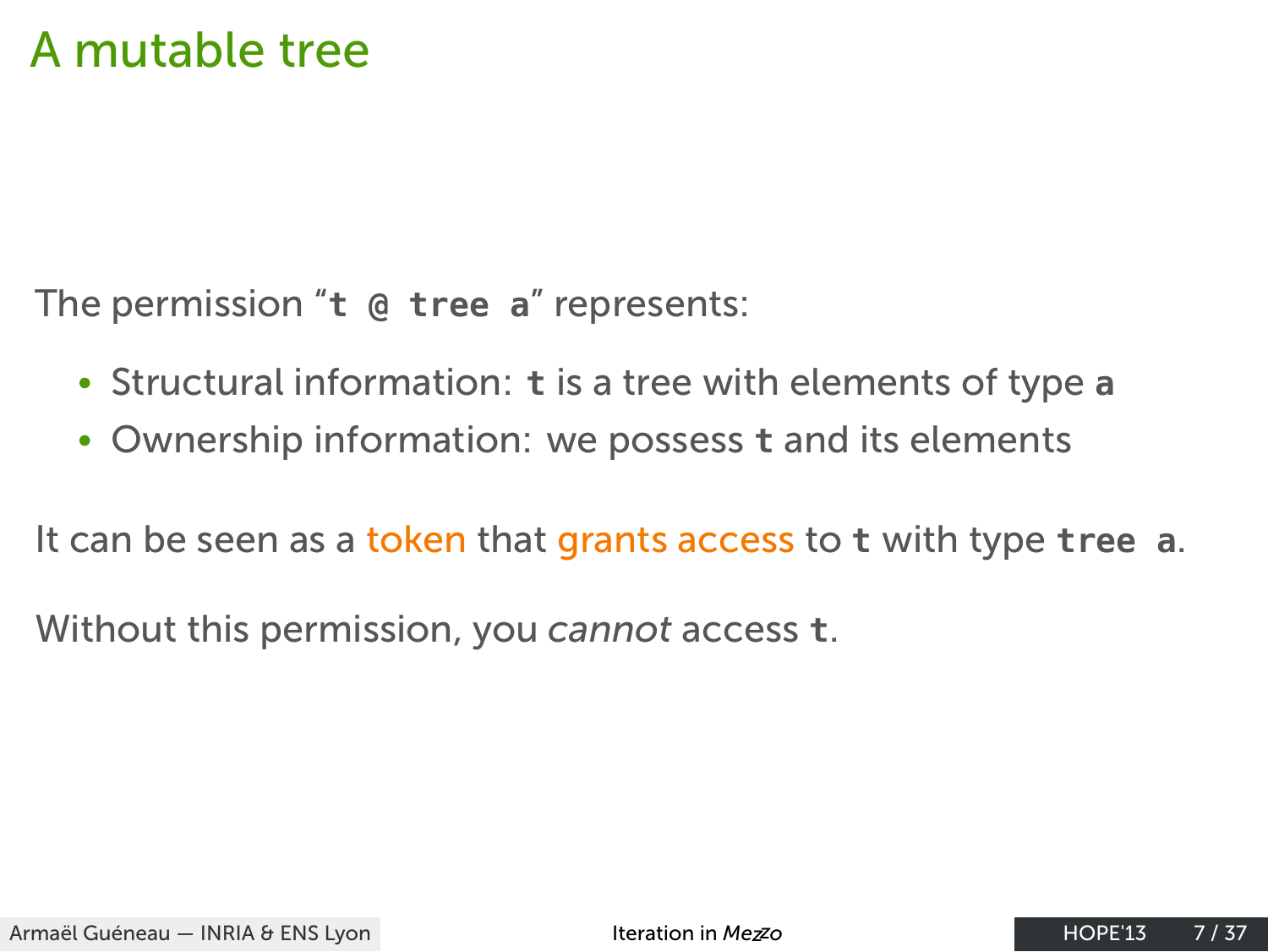# A mutable tree

The permission "`t @ tree a`" represents:

- Structural information: `t` is a tree with elements of type `a`
- Ownership information: we possess `t` and its elements

It can be seen as a token that grants access to `t` with type `tree a`.

Without this permission, you *cannot* access `t`.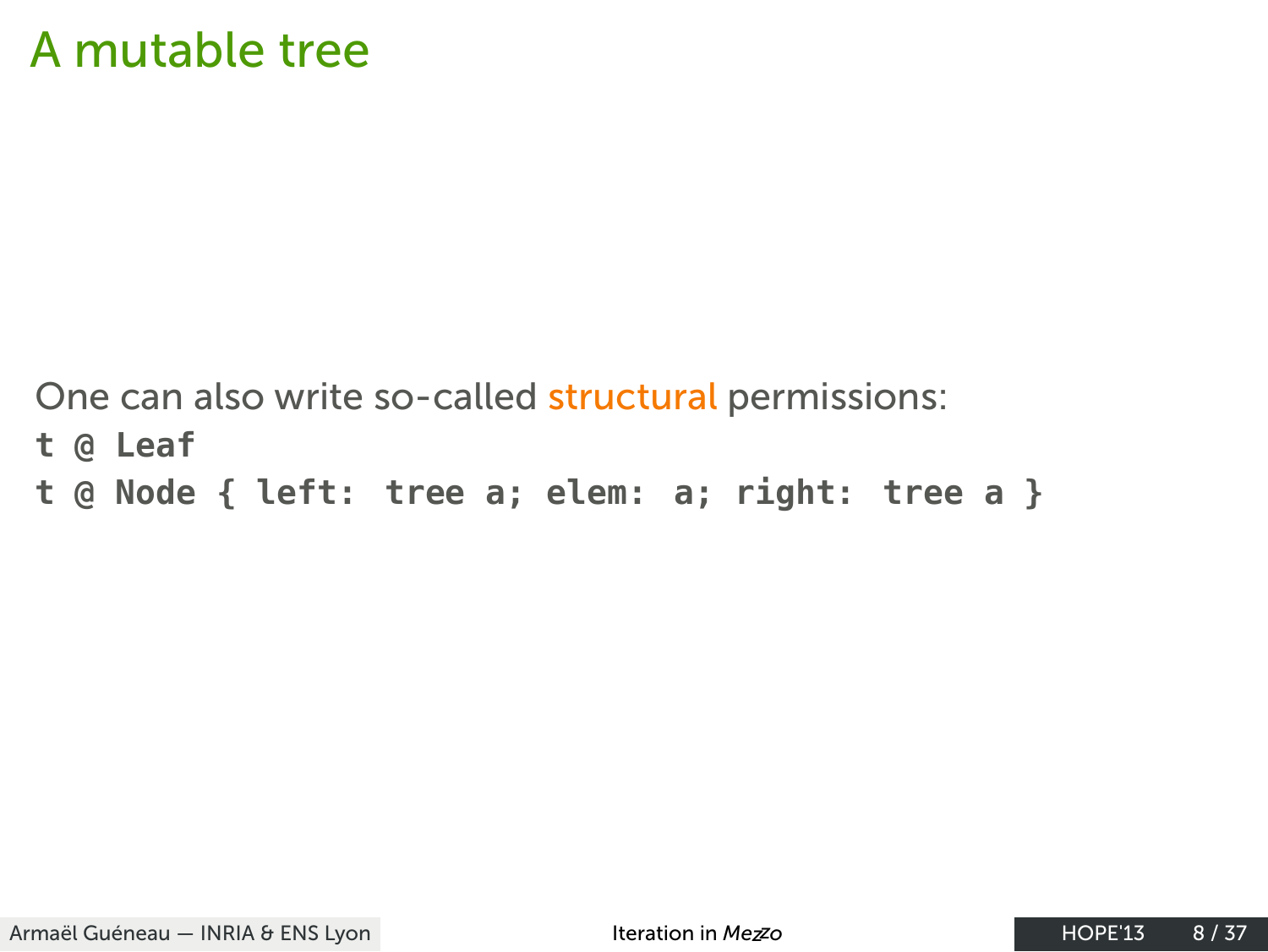# A mutable tree

One can also write so-called structural permissions:

```
t @ Leaf
t @ Node { left: tree a; elem: a; right: tree a }
```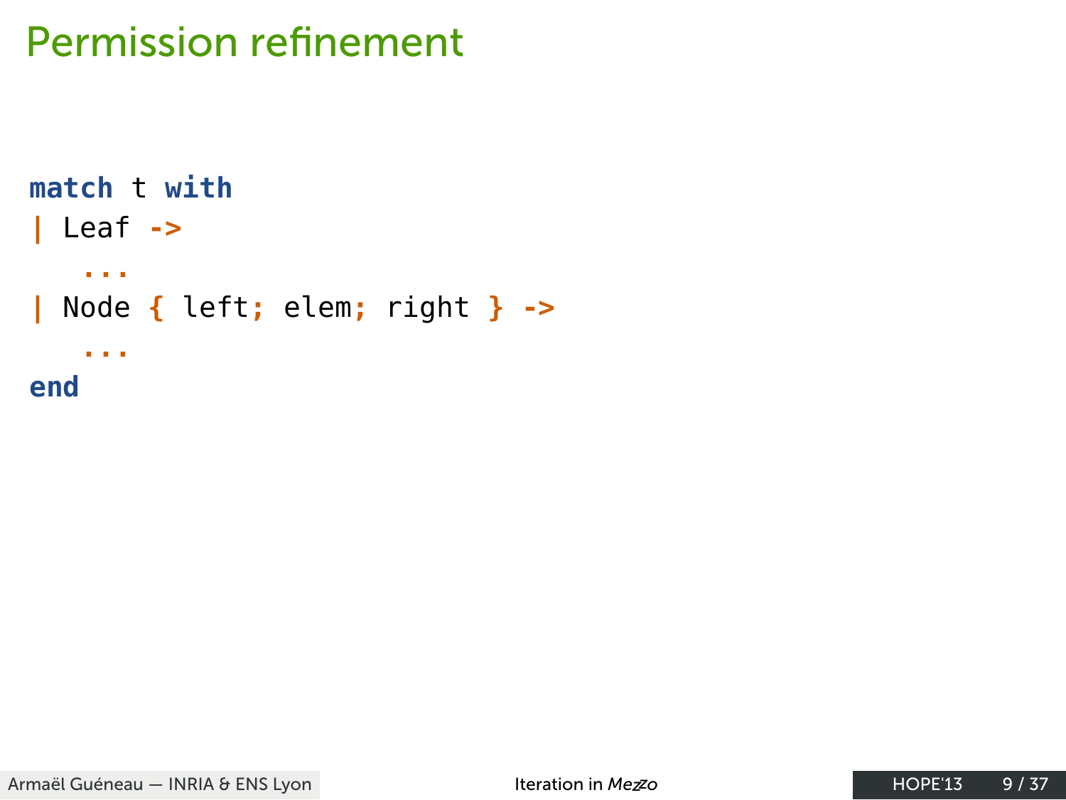# Permission refinement

```
match t with
| Leaf ->
    ...
| Node { left; elem; right } ->
    ...
end
```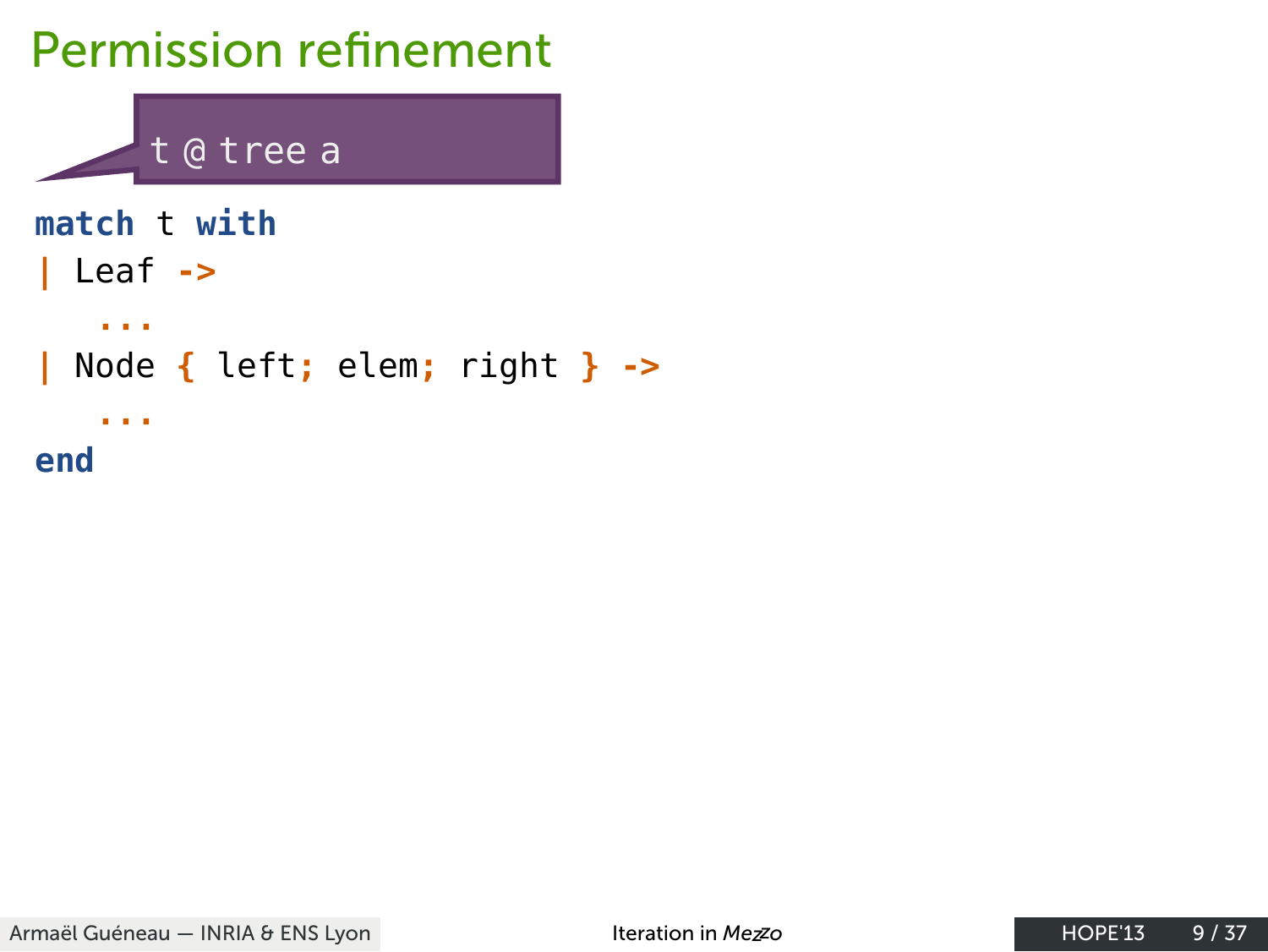# Permission refinement

t @ tree a

```
match t with
| Leaf ->
   ...
| Node { left; elem; right } ->
   ...
end
```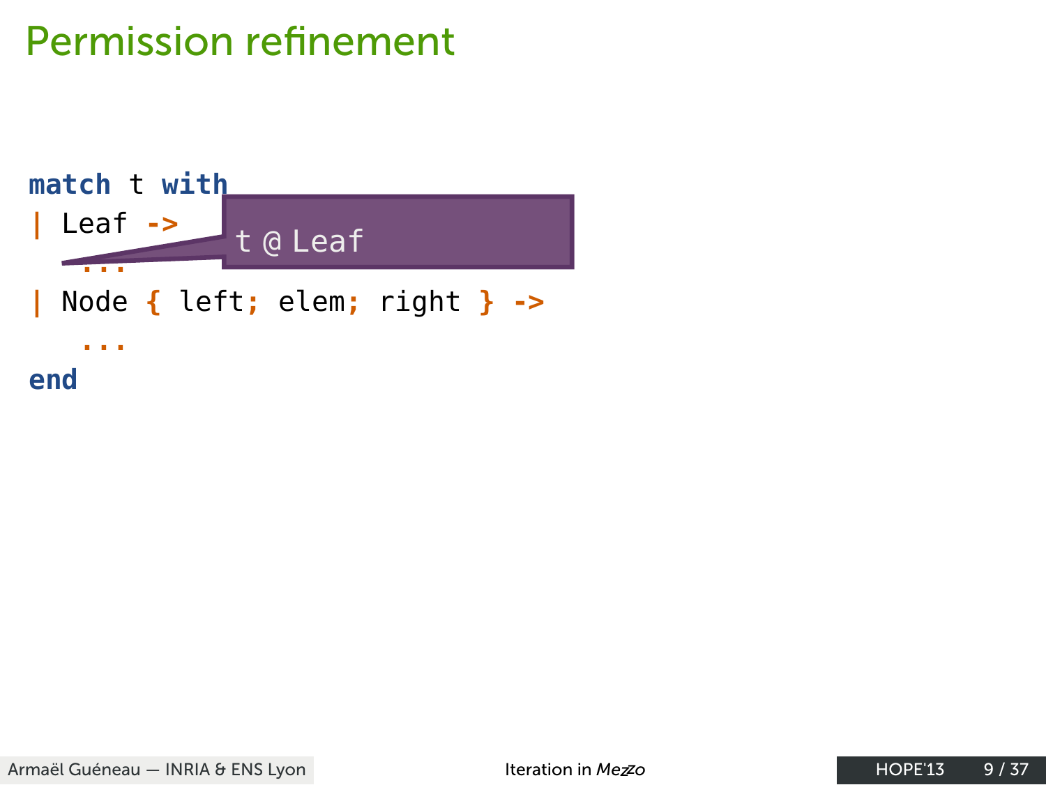# Permission refinement

```
match t with
| Leaf ->
    ...
| Node { left; elem; right } ->
    ...
end
```

t @ Leaf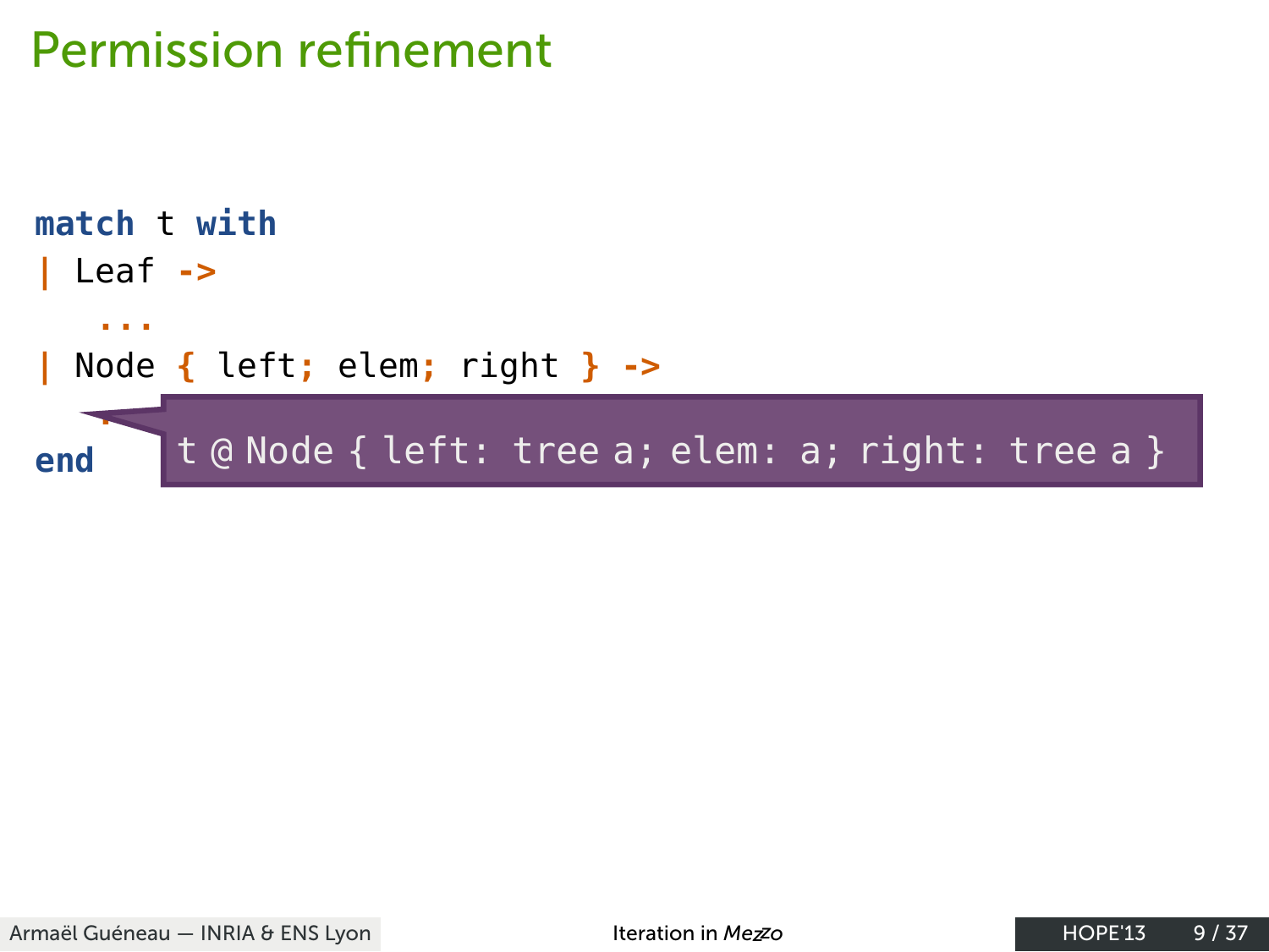# Permission refinement

```
match t with
| Leaf ->
    ...
| Node { left; elem; right } ->
    .
end
```

t @ Node { left: tree a; elem: a; right: tree a }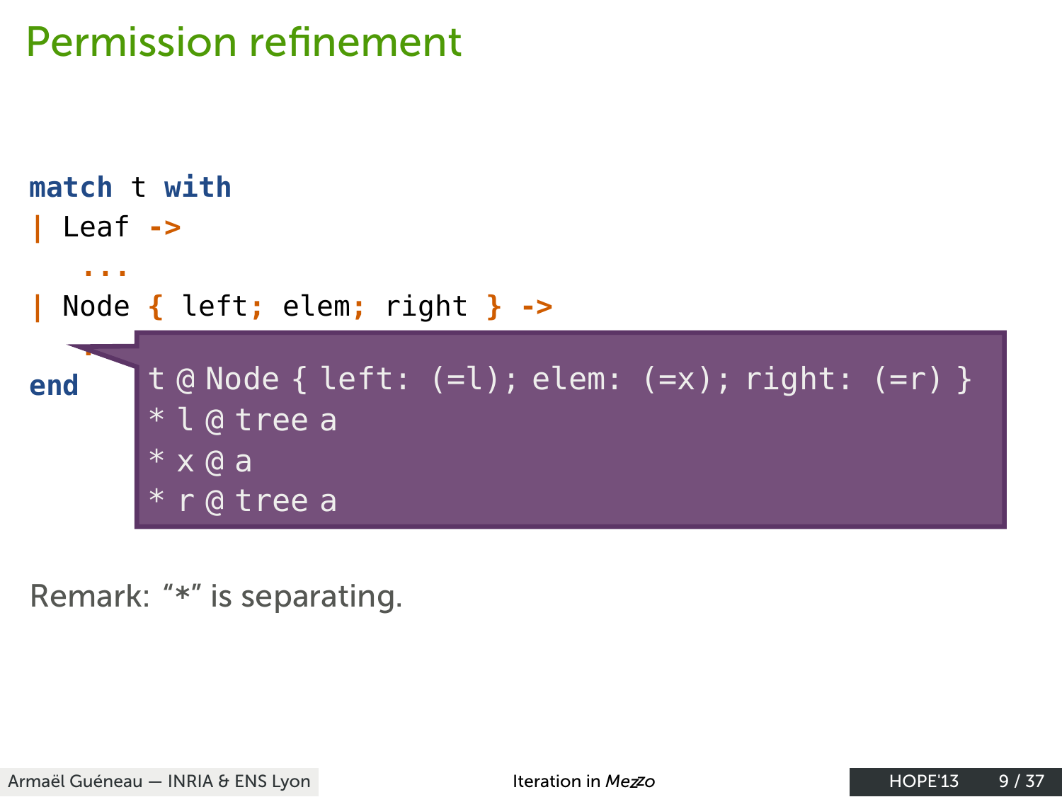# Permission refinement

```
match t with
| Leaf ->
    ...
| Node { left; elem; right } ->
    ...
end
```

```
t @ Node { left: (=l); elem: (=x); right: (=r) }
* l @ tree a
* x @ a
* r @ tree a
```

Remark: “*” is separating.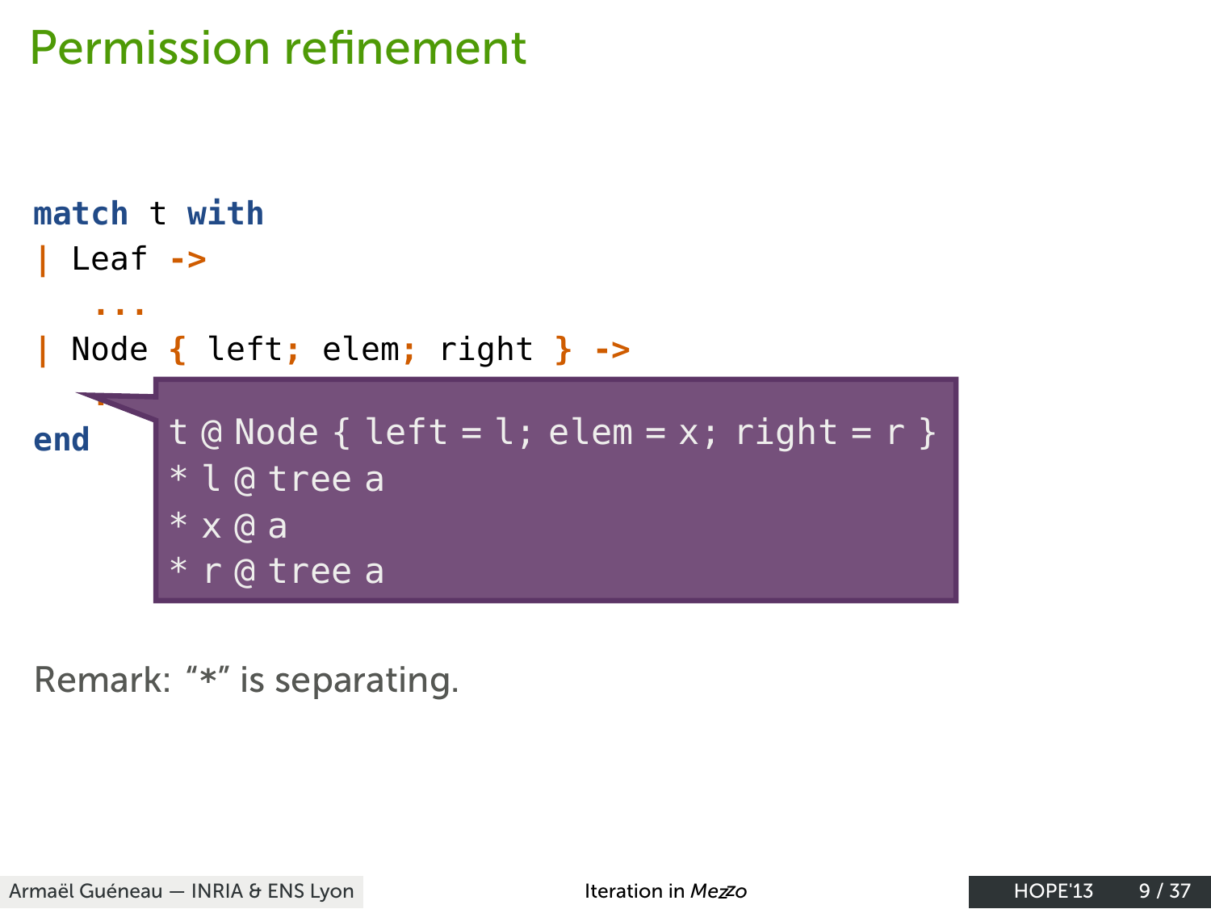# Permission refinement

```
match t with
| Leaf ->
    ...
| Node { left; elem; right } ->
    ...
end
```

```
t @ Node { left = l; elem = x; right = r }
* l @ tree a
* x @ a
* r @ tree a
```

Remark: “*” is separating.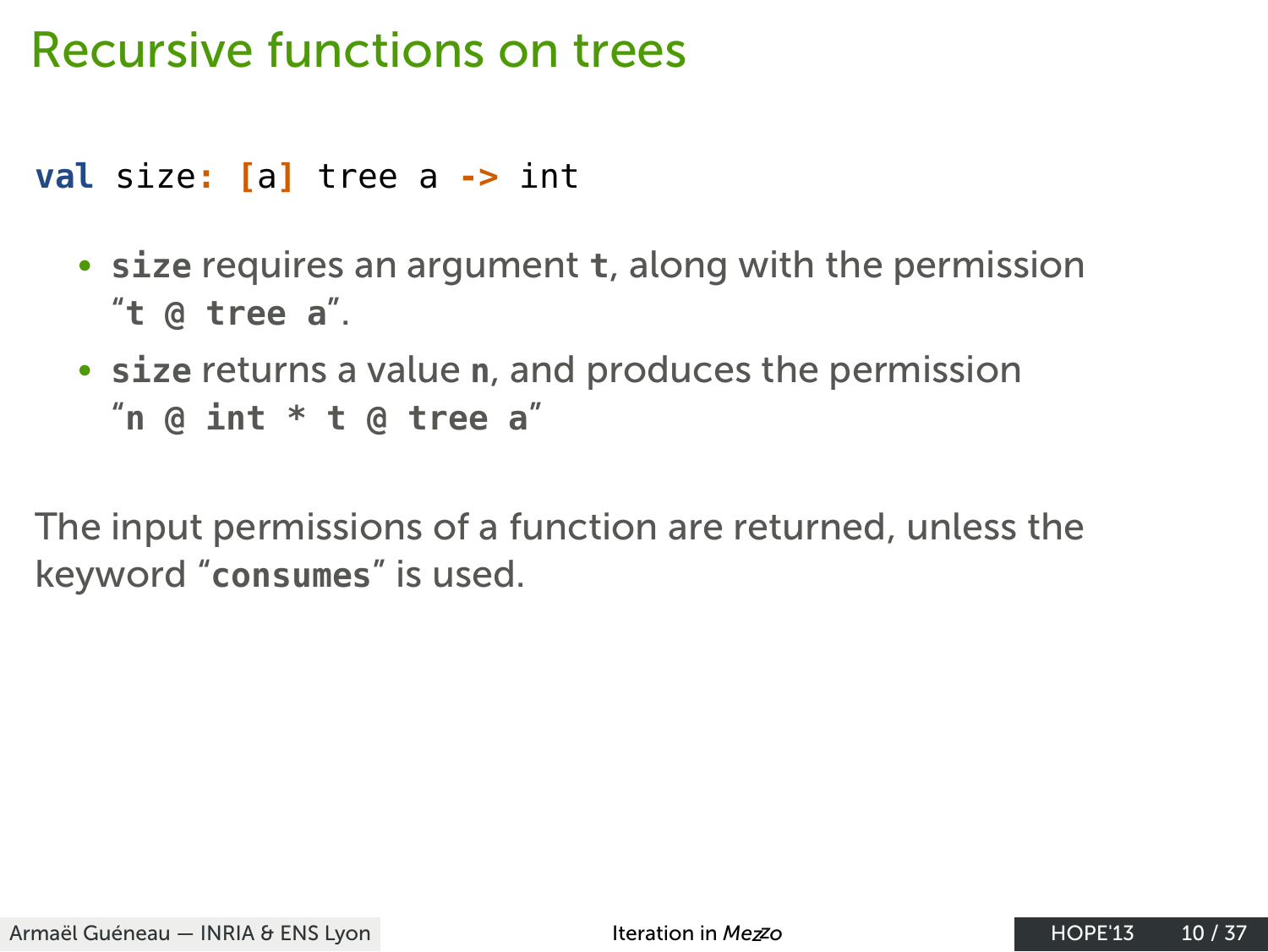# Recursive functions on trees

```
val size: [a] tree a -> int
```

- **`size`** requires an argument **`t`**, along with the permission "**`t @ tree a`**".
- **`size`** returns a value **`n`**, and produces the permission "**`n @ int * t @ tree a`**"

The input permissions of a function are returned, unless the keyword "**`consumes`**" is used.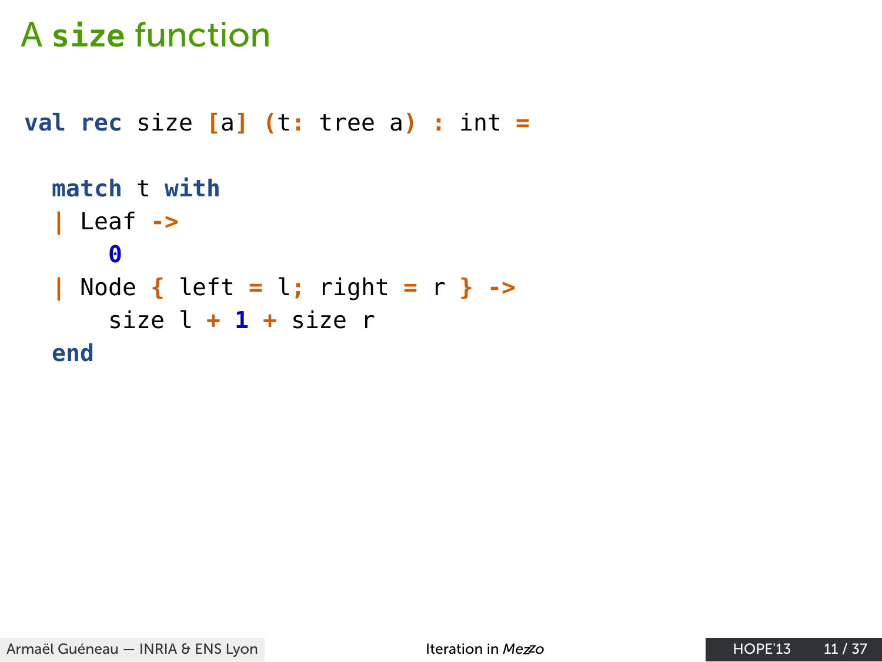# A **size** function

```
val rec size [a] (t: tree a) : int =

  match t with
  | Leaf ->
      0
  | Node { left = l; right = r } ->
      size l + 1 + size r
  end
```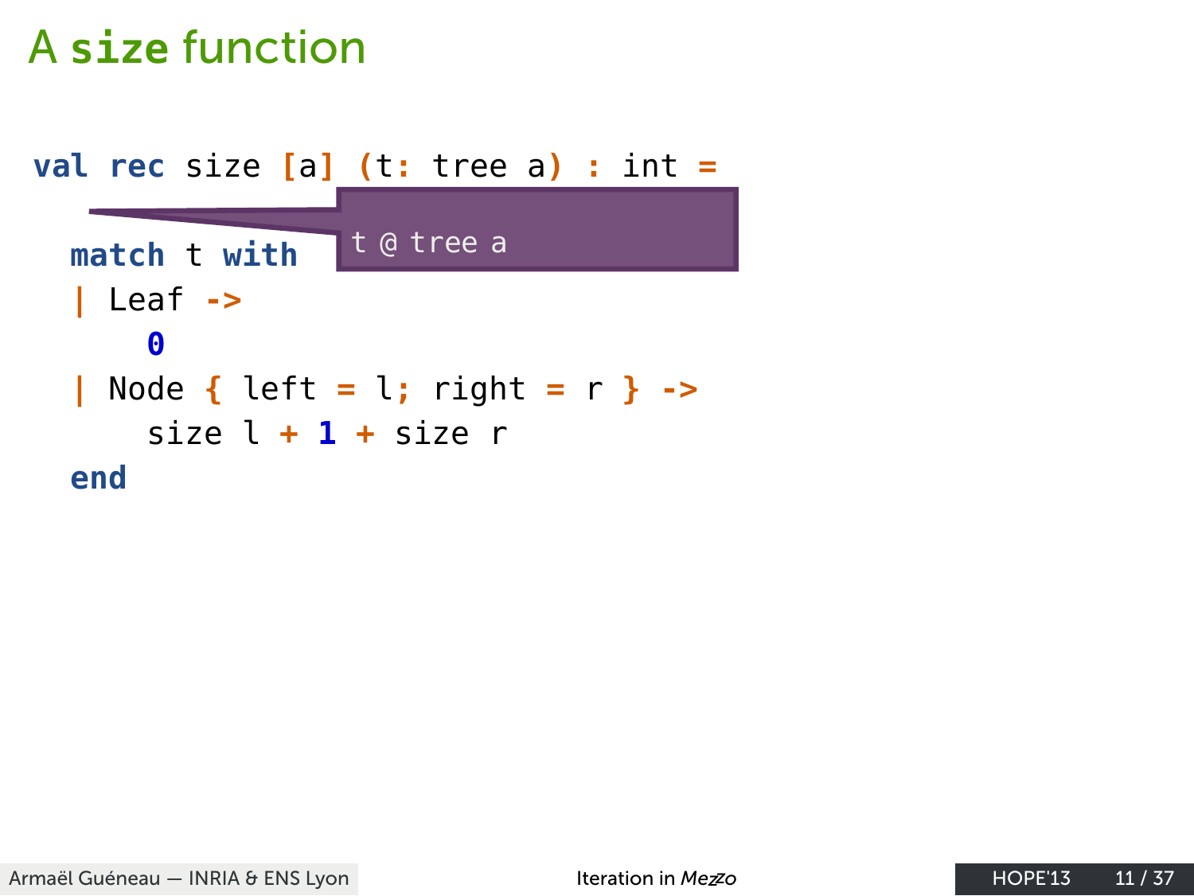# A size function

```
val rec size [a] (t: tree a) : int =
                              t @ tree a
  match t with
  | Leaf ->
      0
  | Node { left = l; right = r } ->
      size l + 1 + size r
  end
```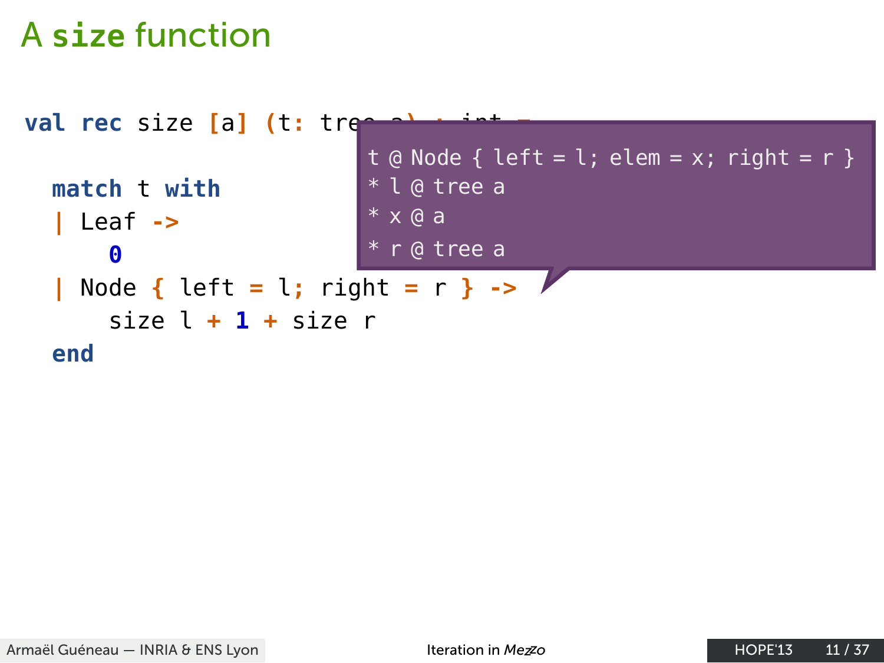# A size function

```
val rec size [a] (t: tree a) : int =
  match t with
  | Leaf ->
      0
  | Node { left = l; right = r } ->
      size l + 1 + size r
  end
```

```
t @ Node { left = l; elem = x; right = r }
* l @ tree a
* x @ a
* r @ tree a
```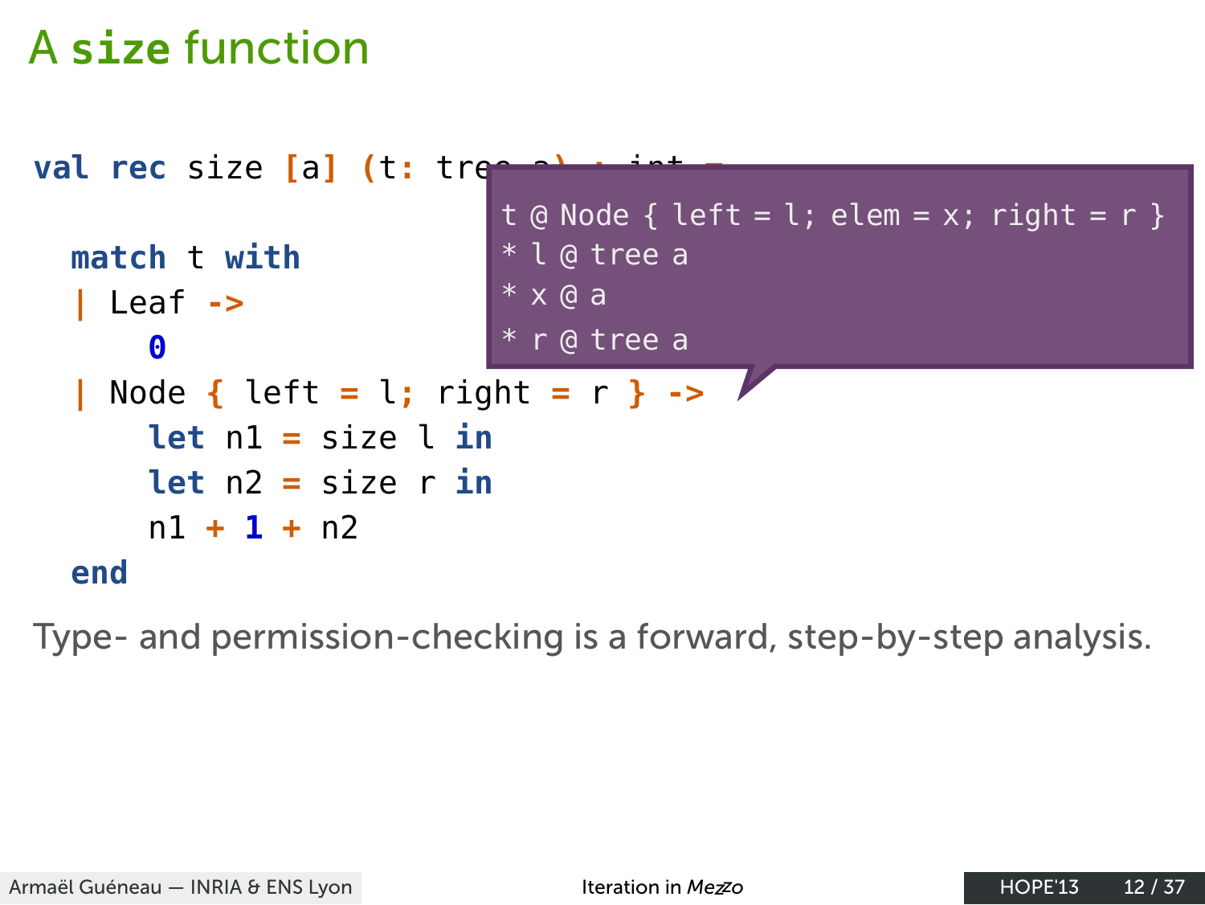# A size function

```
val rec size [a] (t: tree a) : int =
  match t with
  | Leaf ->
      0
  | Node { left = l; right = r } ->
      let n1 = size l in
      let n2 = size r in
      n1 + 1 + n2
  end
```

```
t @ Node { left = l; elem = x; right = r }
* l @ tree a
* x @ a
* r @ tree a
```

Type- and permission-checking is a forward, step-by-step analysis.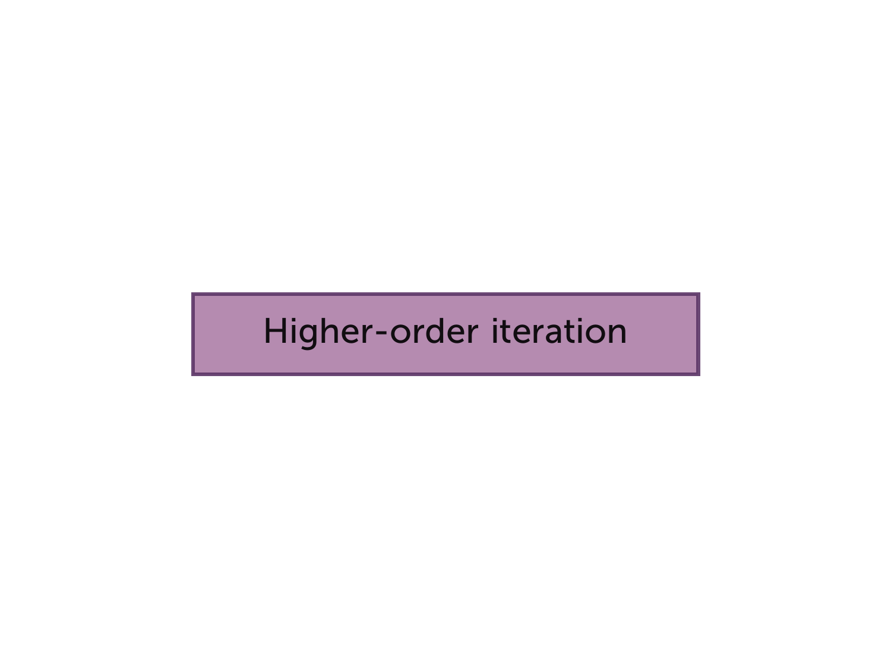# Higher-order iteration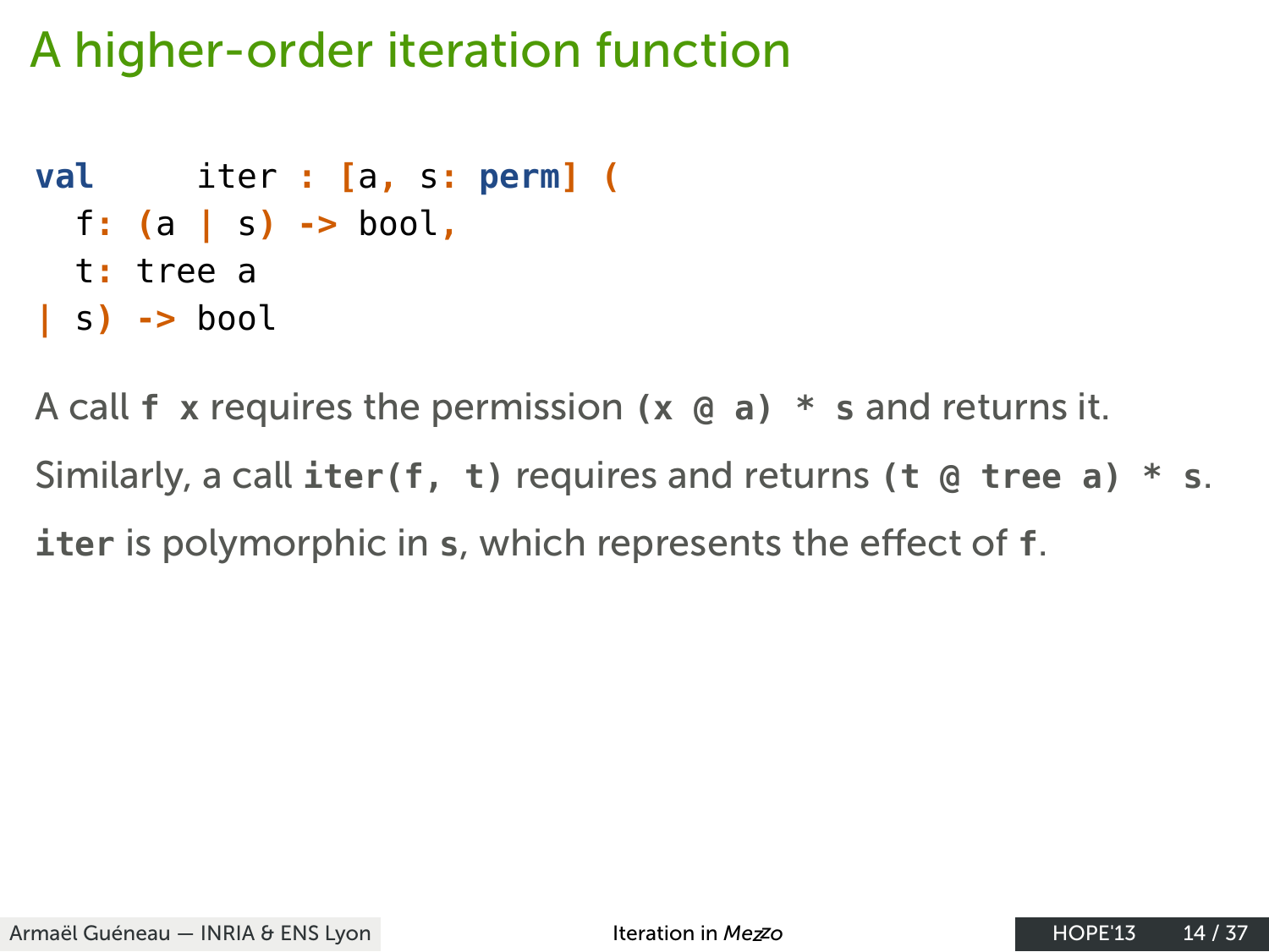# A higher-order iteration function

```
val     iter : [a, s: perm] (
  f: (a | s) -> bool,
  t: tree a
| s) -> bool
```

A call `f x` requires the permission `(x @ a) * s` and returns it.

Similarly, a call `iter(f, t)` requires and returns `(t @ tree a) * s`.

`iter` is polymorphic in `s`, which represents the effect of `f`.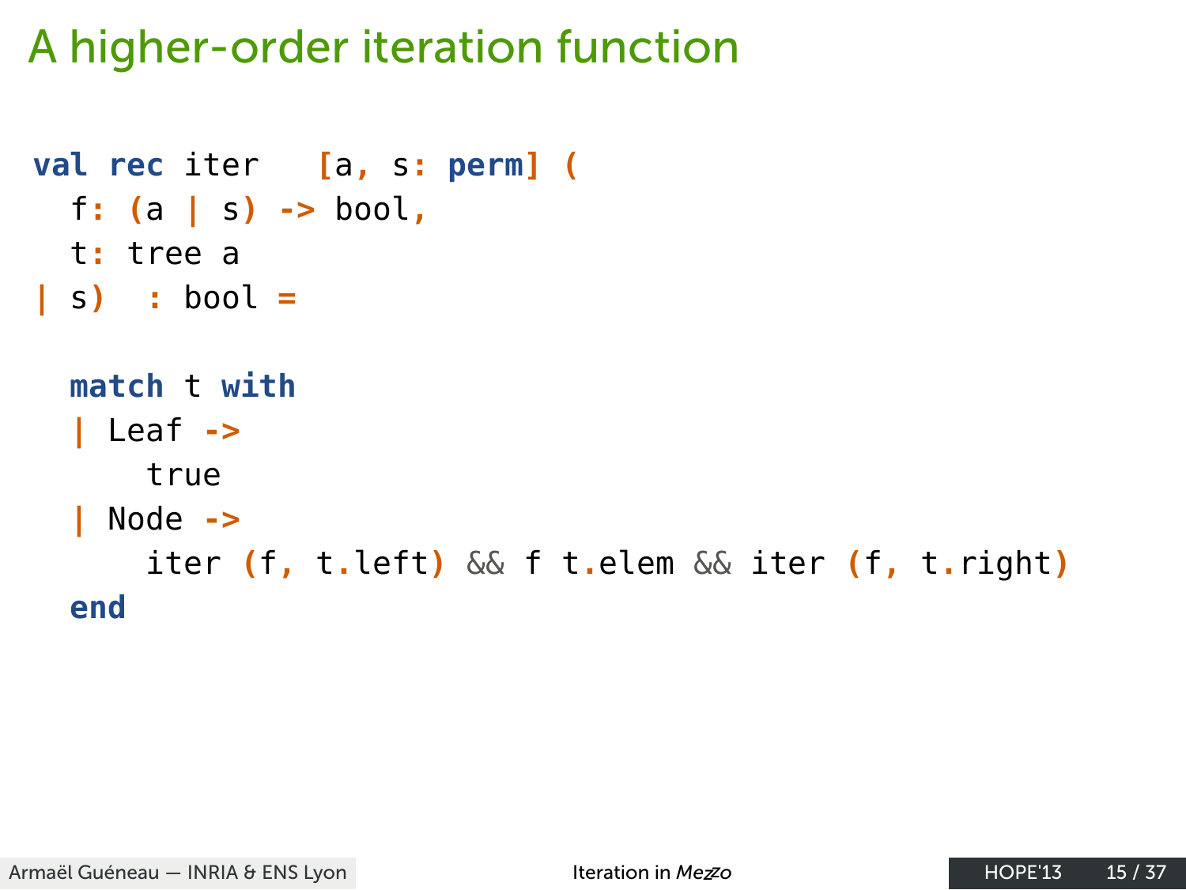# A higher-order iteration function

```
val rec iter   [a, s: perm] (
  f: (a | s) -> bool,
  t: tree a
| s)  : bool =

  match t with
  | Leaf ->
      true
  | Node ->
      iter (f, t.left) && f t.elem && iter (f, t.right)
  end
```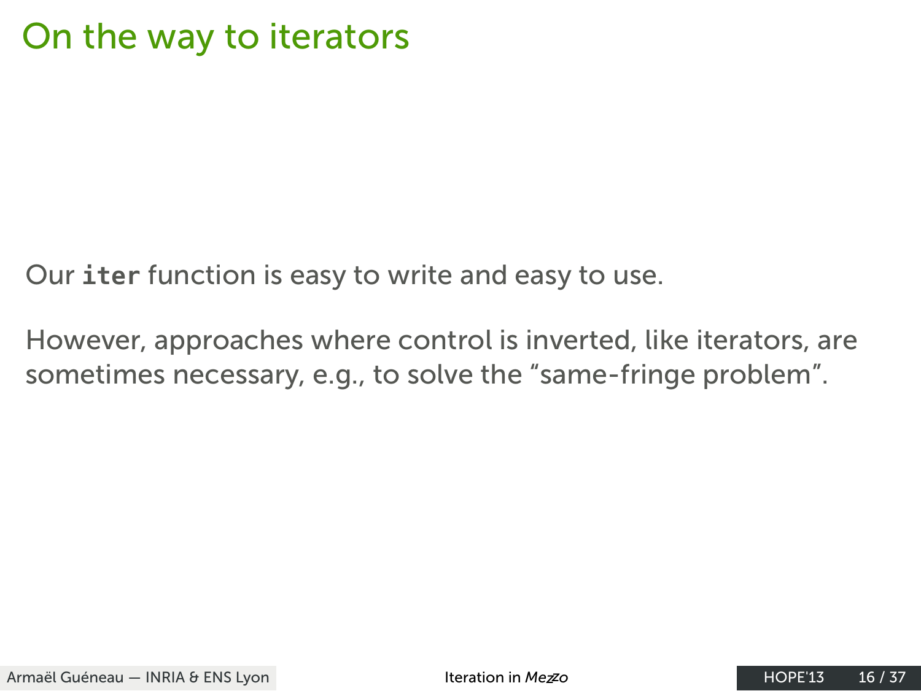# On the way to iterators

Our `iter` function is easy to write and easy to use.

However, approaches where control is inverted, like iterators, are sometimes necessary, e.g., to solve the “same-fringe problem”.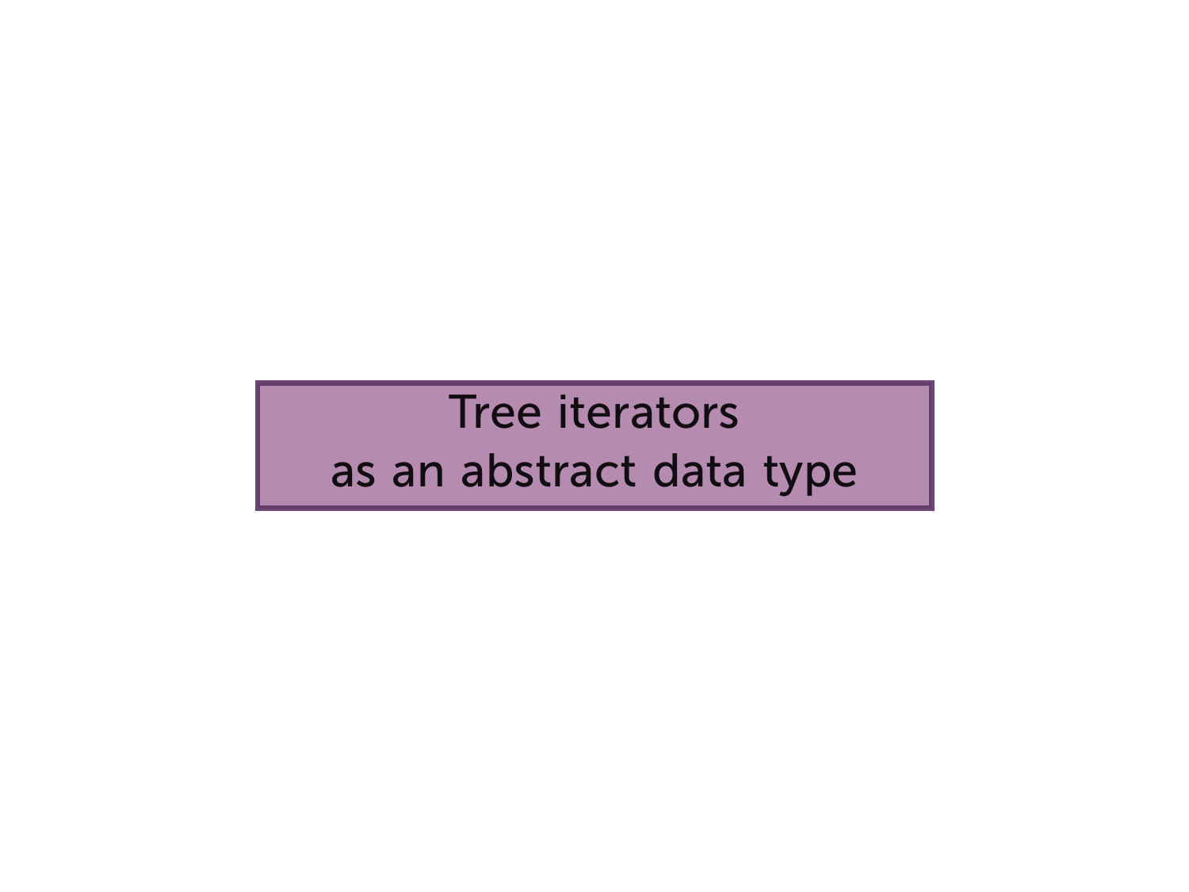# Tree iterators as an abstract data type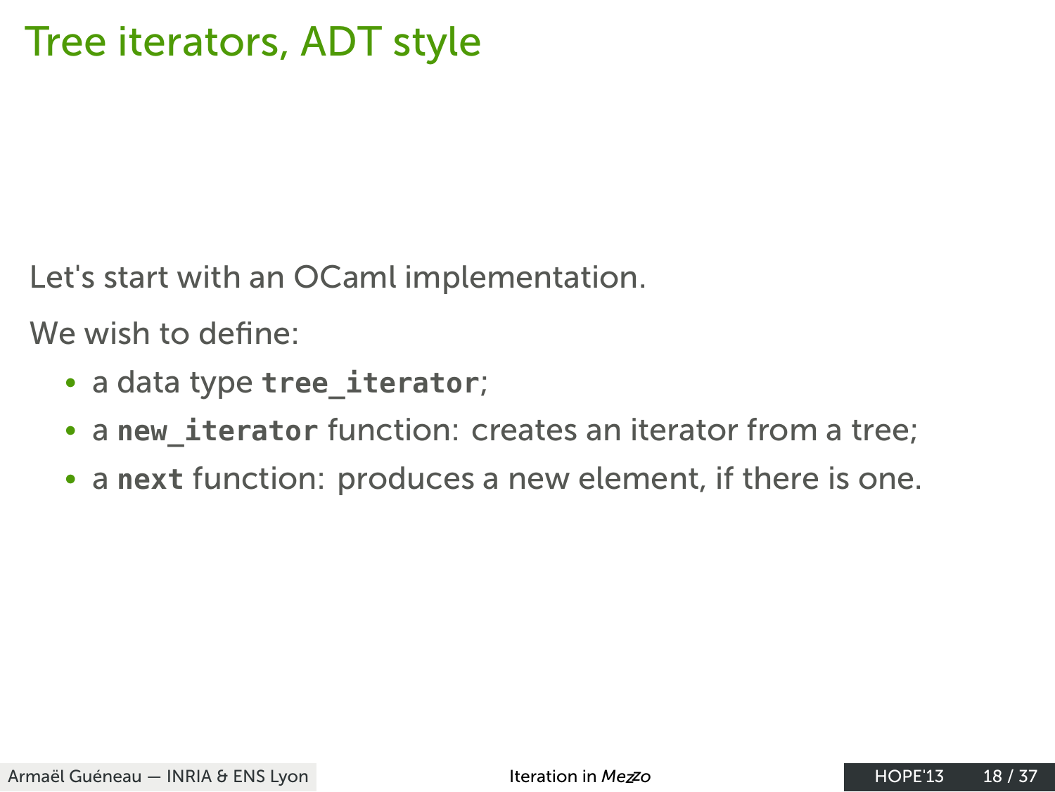# Tree iterators, ADT style

Let's start with an OCaml implementation.

We wish to define:

- a data type **`tree_iterator`**;
- a **`new_iterator`** function: creates an iterator from a tree;
- a **`next`** function: produces a new element, if there is one.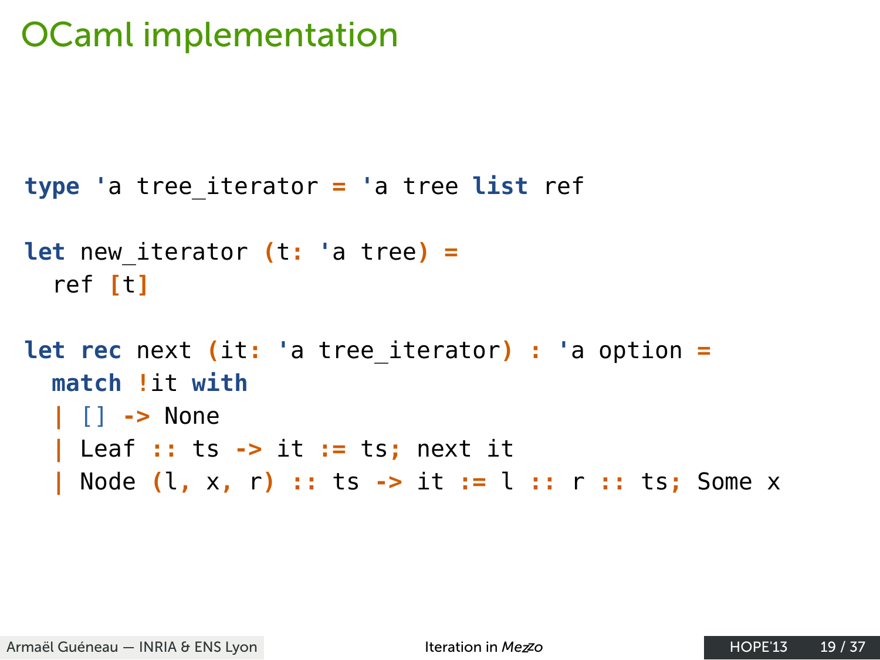# OCaml implementation

```ocaml
type 'a tree_iterator = 'a tree list ref

let new_iterator (t: 'a tree) =
  ref [t]

let rec next (it: 'a tree_iterator) : 'a option =
  match !it with
  | [] -> None
  | Leaf :: ts -> it := ts; next it
  | Node (l, x, r) :: ts -> it := l :: r :: ts; Some x
```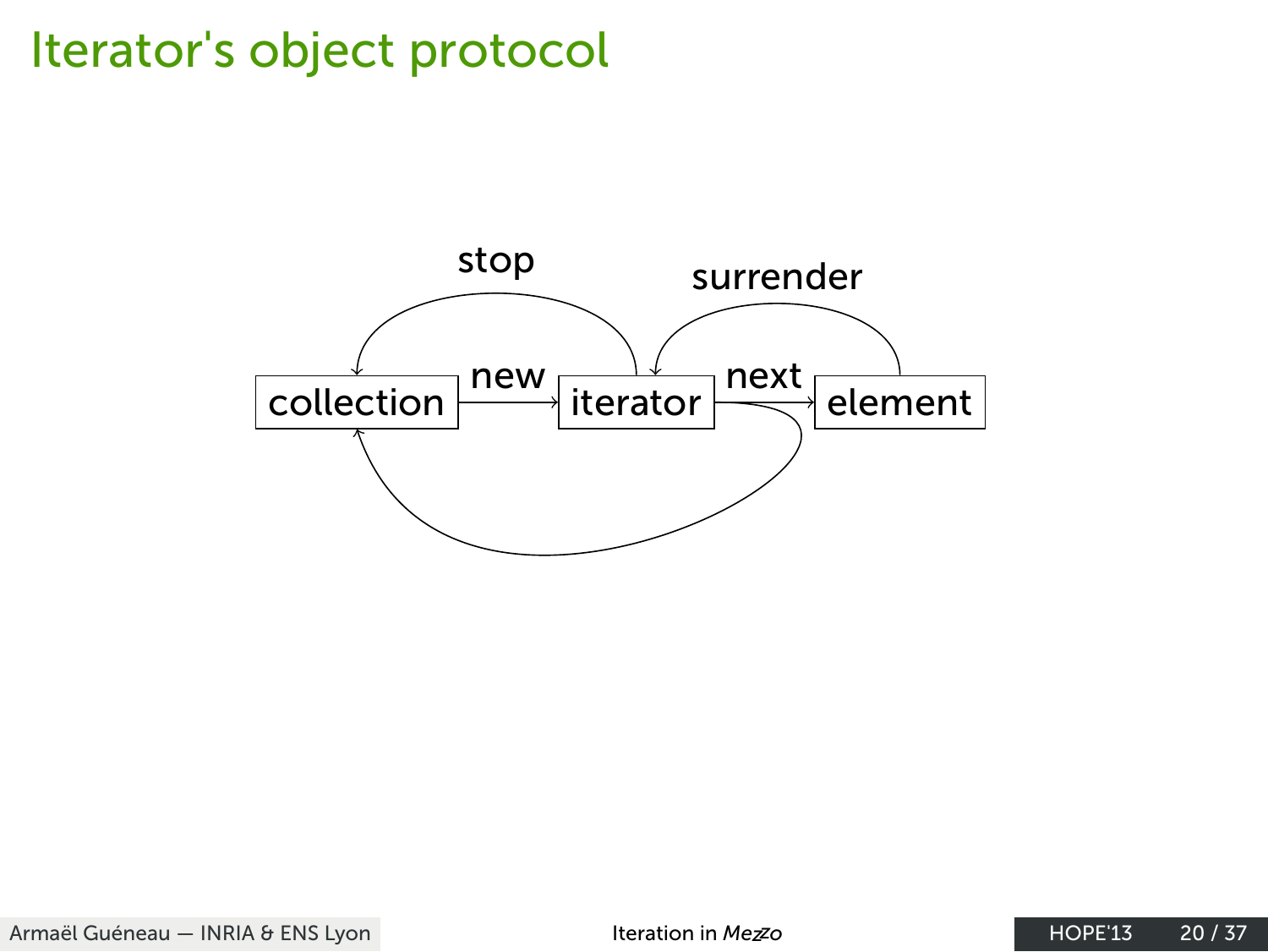# Iterator's object protocol

collection — new → iterator — next → element

iterator — stop → collection

element — surrender → iterator

iterator → collection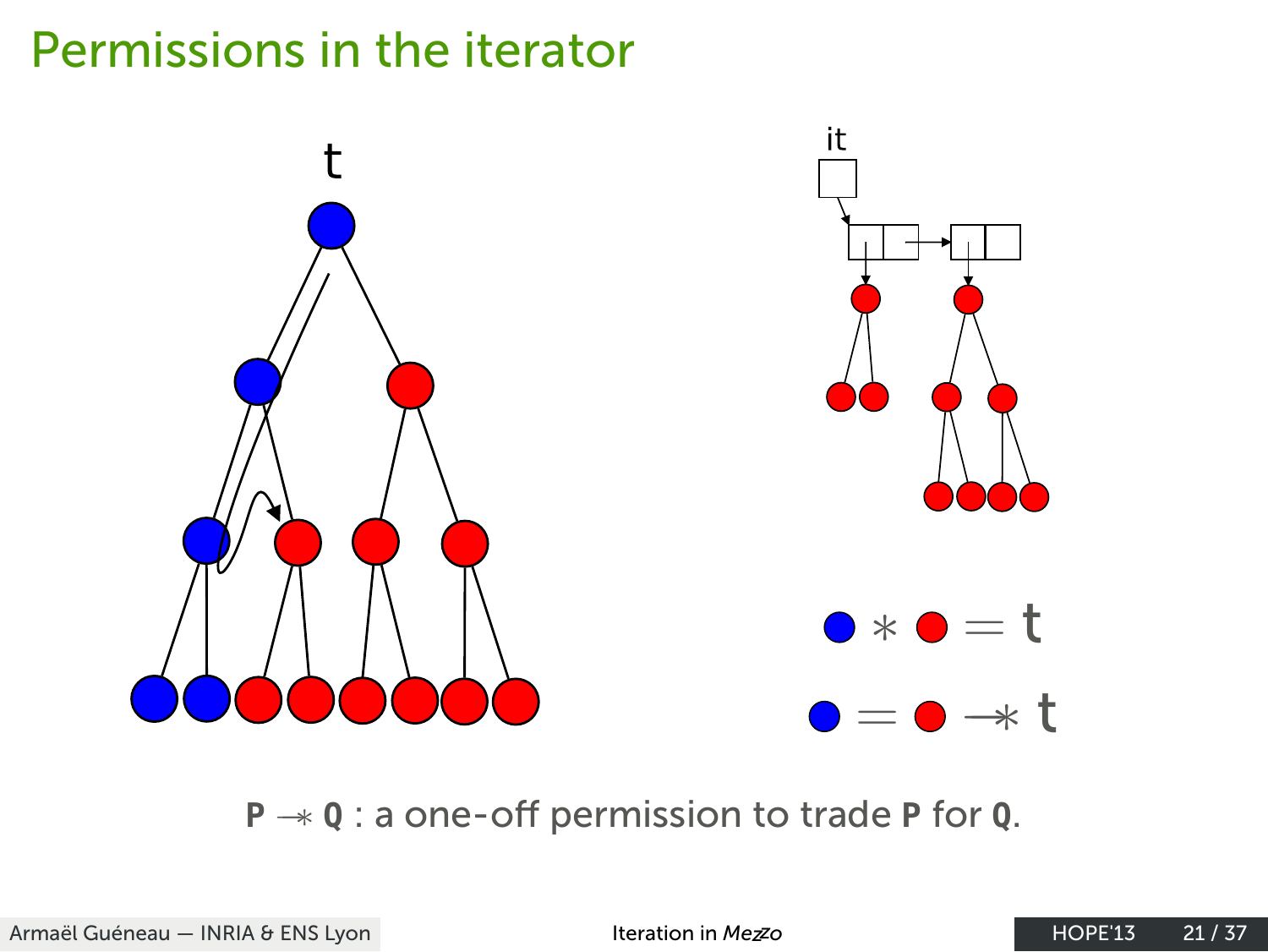# Permissions in the iterator

t

it

$\bullet * \bullet = t$

$\bullet = \bullet \twoheadrightarrow t$

**P** $\twoheadrightarrow$ **Q** : a one-off permission to trade **P** for **Q**.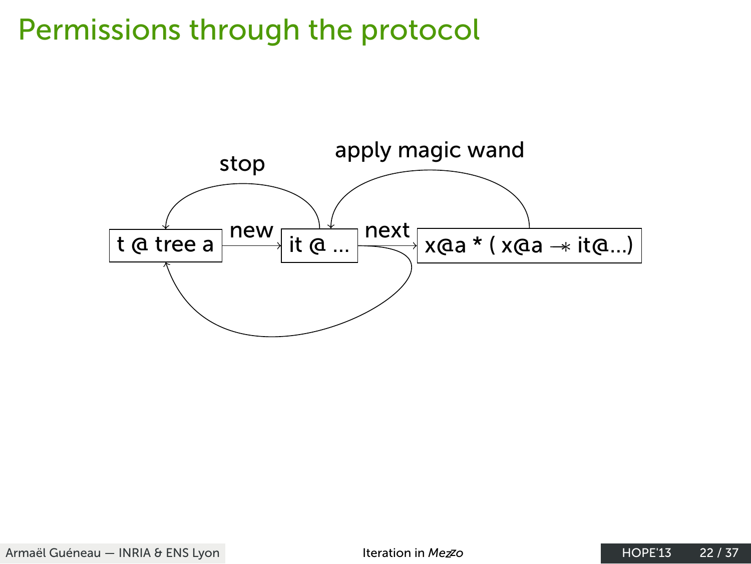# Permissions through the protocol

stop

apply magic wand

t @ tree a

new

it @ ...

next

x@a * ( x@a −∗ it@...)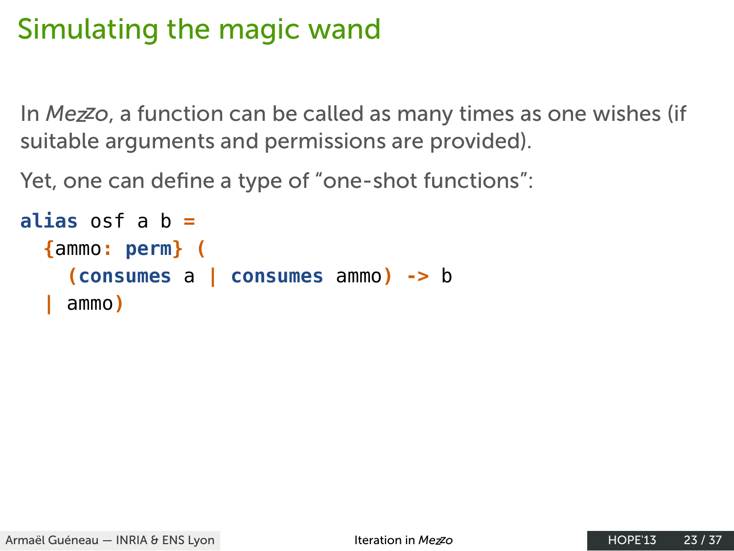# Simulating the magic wand

In *Mezzo*, a function can be called as many times as one wishes (if suitable arguments and permissions are provided).

Yet, one can define a type of "one-shot functions":

```
alias osf a b =
  {ammo: perm} (
    (consumes a | consumes ammo) -> b
  | ammo)
```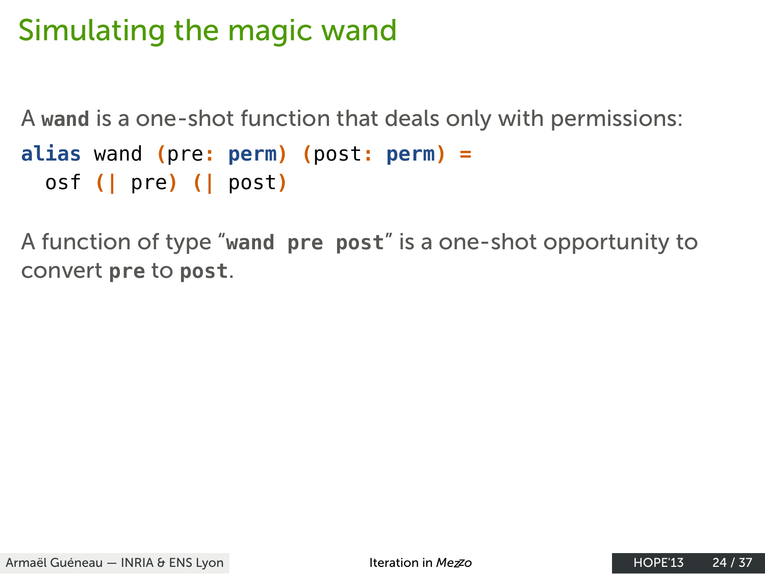# Simulating the magic wand

A **`wand`** is a one-shot function that deals only with permissions:

```
alias wand (pre: perm) (post: perm) =
  osf (| pre) (| post)
```

A function of type "**`wand pre post`**" is a one-shot opportunity to convert **`pre`** to **`post`**.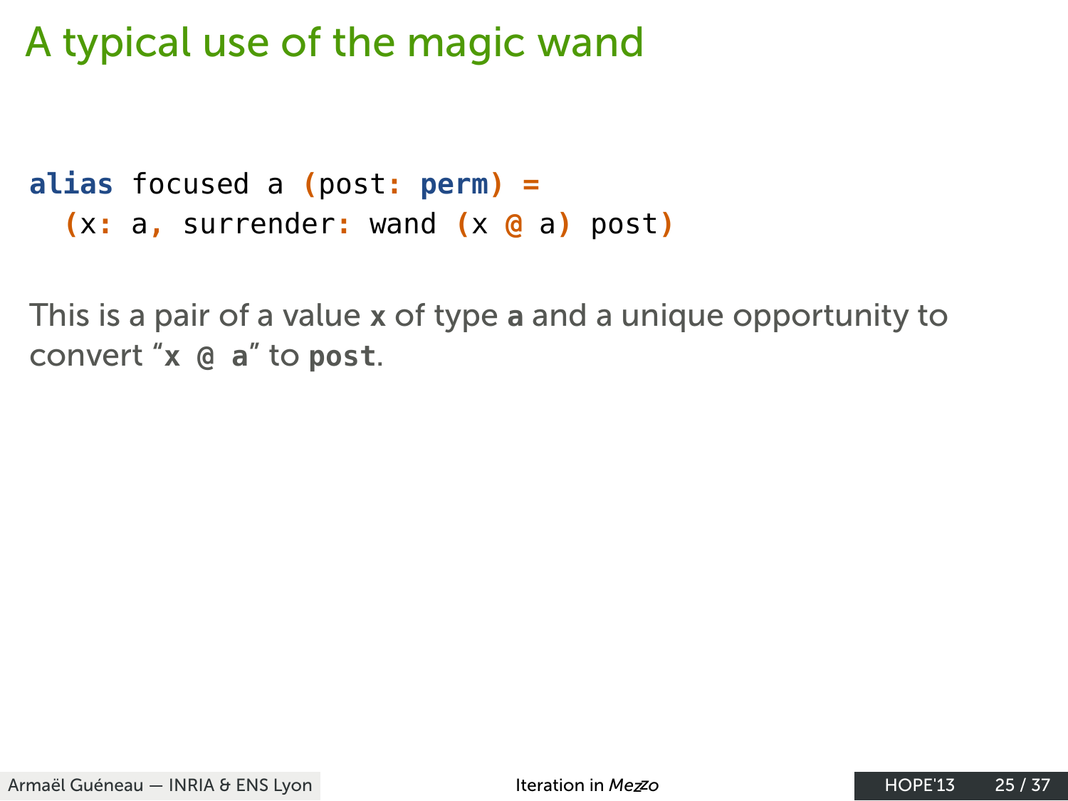# A typical use of the magic wand

```
alias focused a (post: perm) =
  (x: a, surrender: wand (x @ a) post)
```

This is a pair of a value `x` of type `a` and a unique opportunity to convert “`x @ a`” to `post`.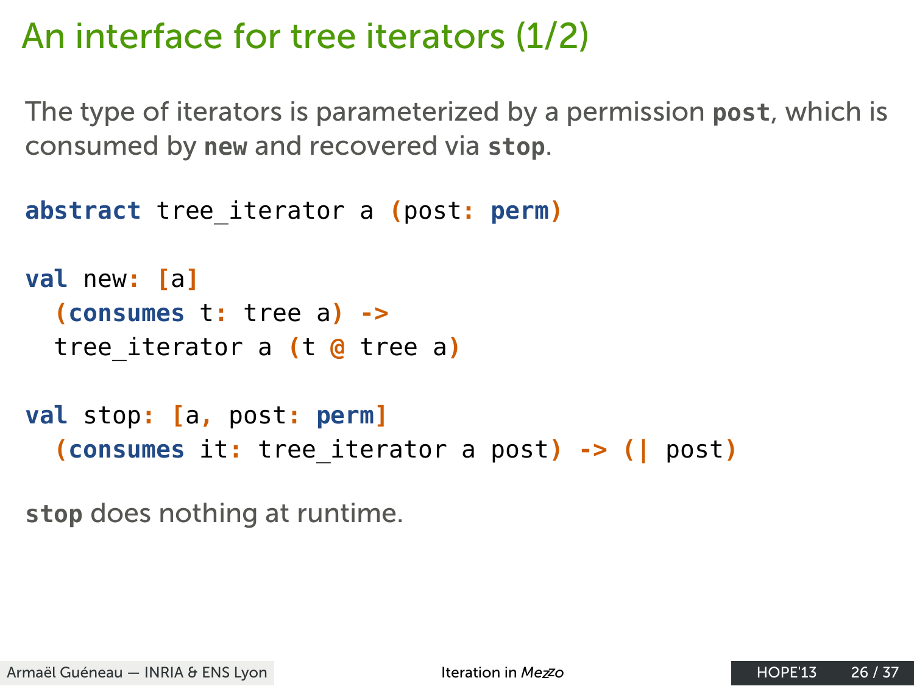# An interface for tree iterators (1/2)

The type of iterators is parameterized by a permission **post**, which is consumed by **new** and recovered via **stop**.

```
abstract tree_iterator a (post: perm)

val new: [a]
  (consumes t: tree a) ->
  tree_iterator a (t @ tree a)

val stop: [a, post: perm]
  (consumes it: tree_iterator a post) -> (| post)
```

**stop** does nothing at runtime.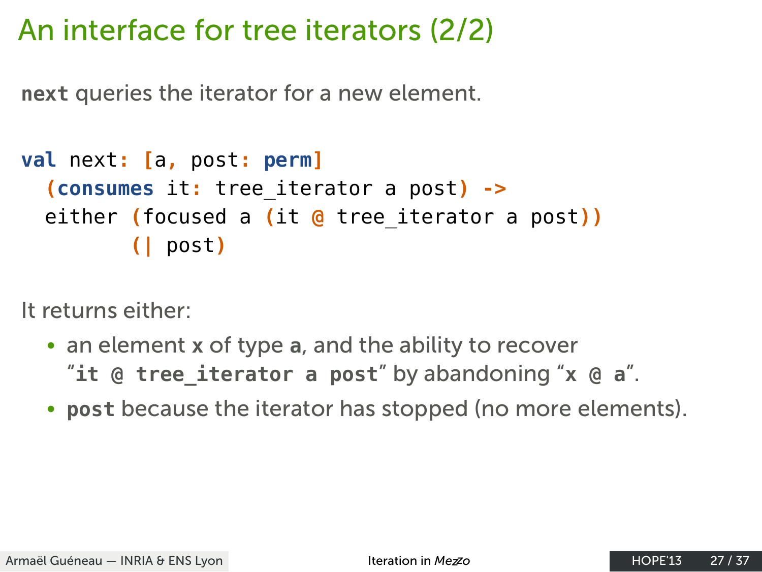# An interface for tree iterators (2/2)

**`next`** queries the iterator for a new element.

```
val next: [a, post: perm]
  (consumes it: tree_iterator a post) ->
  either (focused a (it @ tree_iterator a post))
         (| post)
```

It returns either:

- an element **`x`** of type **`a`**, and the ability to recover "**`it @ tree_iterator a post`**" by abandoning "**`x @ a`**".
- **`post`** because the iterator has stopped (no more elements).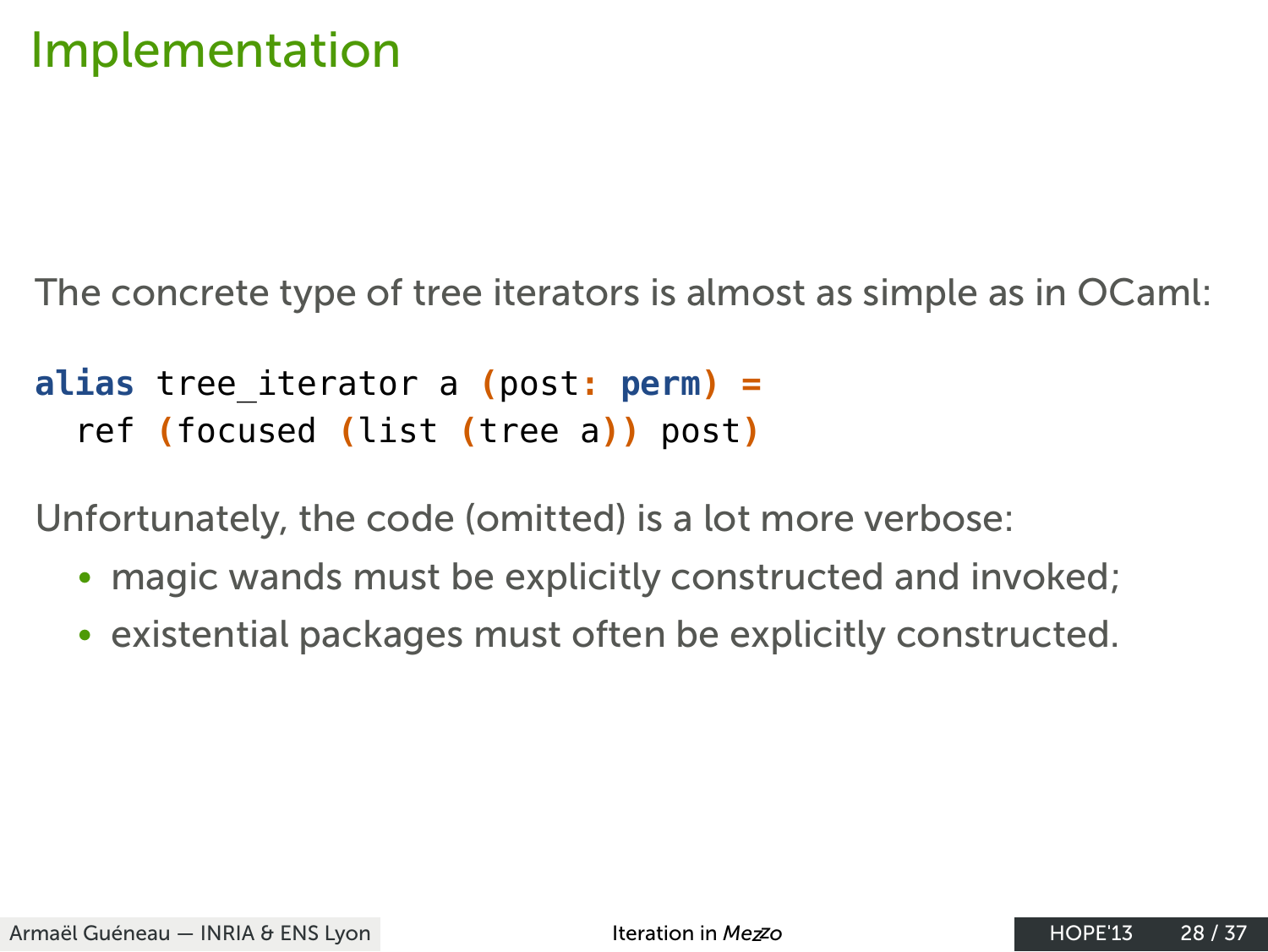# Implementation

The concrete type of tree iterators is almost as simple as in OCaml:

```
alias tree_iterator a (post: perm) =
  ref (focused (list (tree a)) post)
```

Unfortunately, the code (omitted) is a lot more verbose:

- magic wands must be explicitly constructed and invoked;
- existential packages must often be explicitly constructed.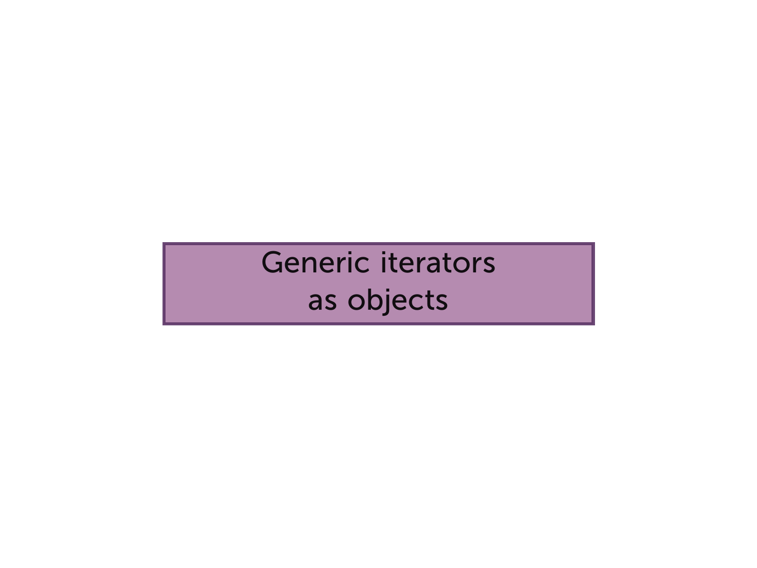# Generic iterators as objects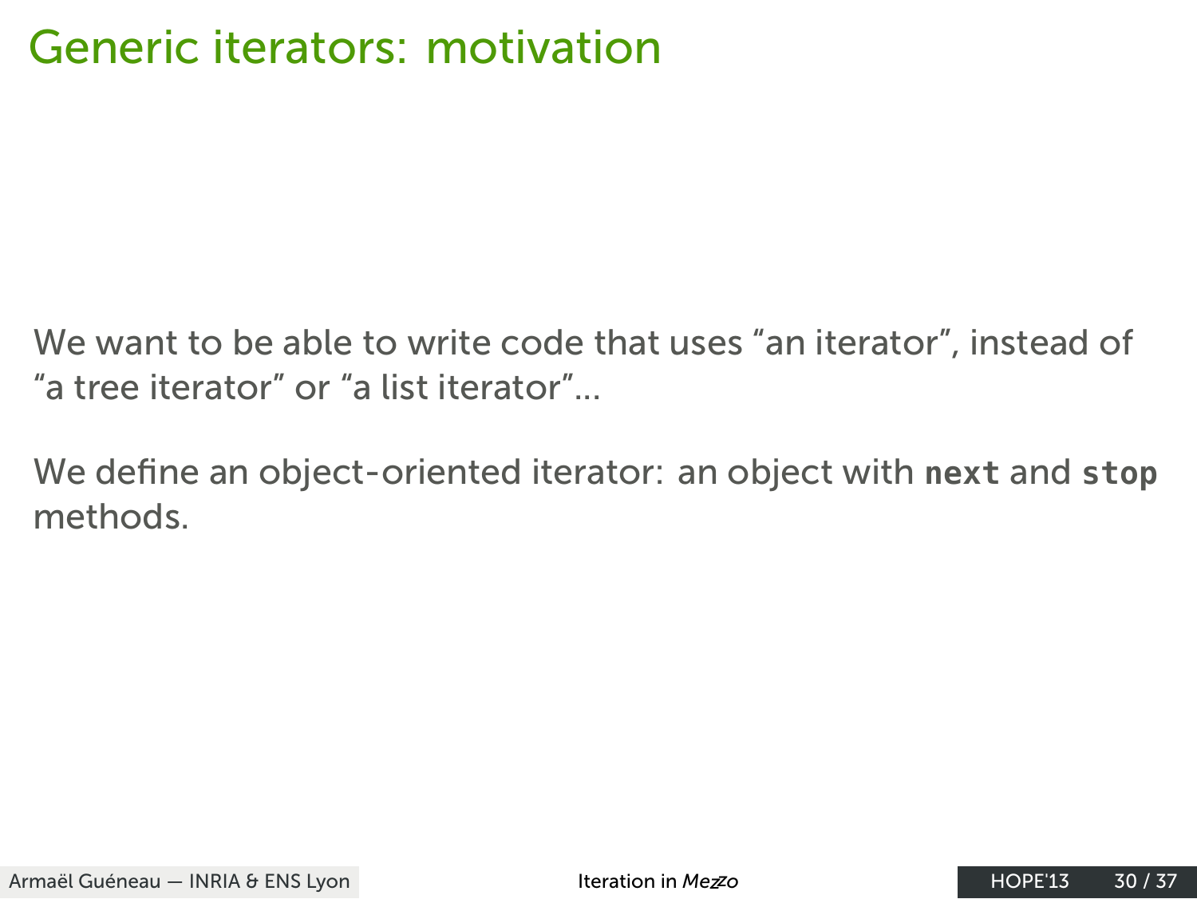# Generic iterators: motivation

We want to be able to write code that uses “an iterator”, instead of “a tree iterator” or “a list iterator”...

We define an object-oriented iterator: an object with **`next`** and **`stop`** methods.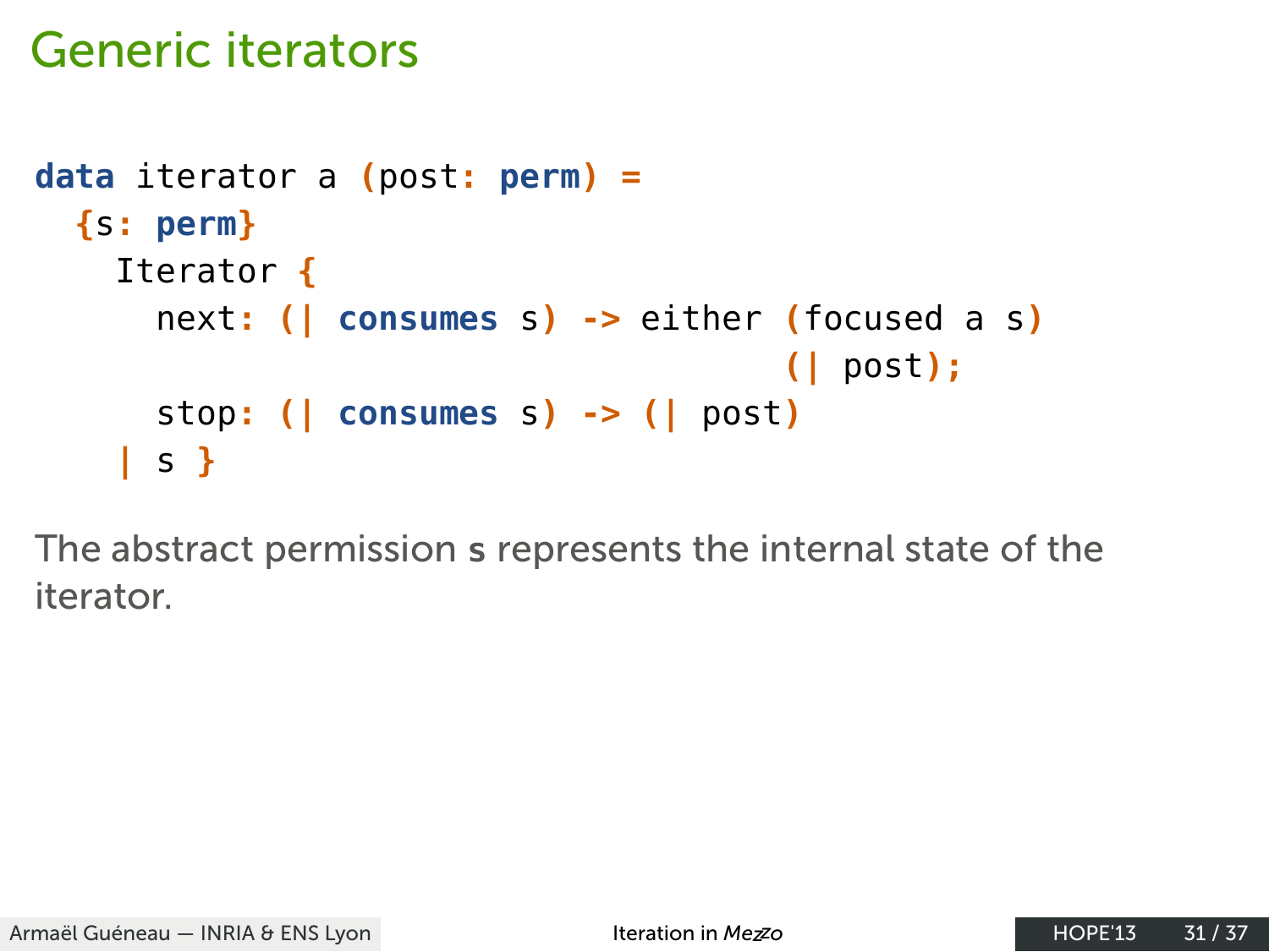# Generic iterators

```
data iterator a (post: perm) =
  {s: perm}
    Iterator {
      next: (| consumes s) -> either (focused a s)
                                     (| post);
      stop: (| consumes s) -> (| post)
    | s }
```

The abstract permission **s** represents the internal state of the iterator.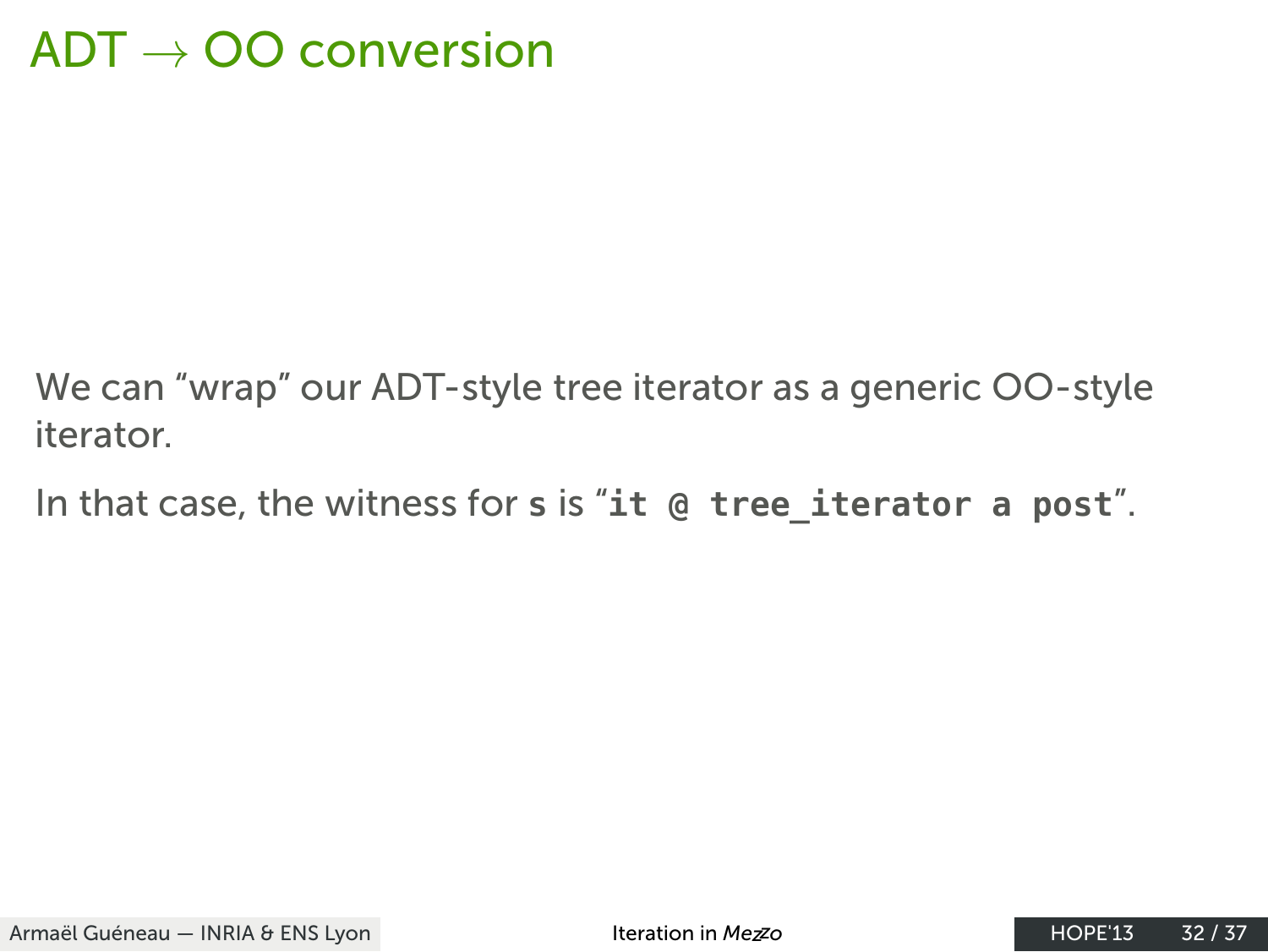# ADT → OO conversion

We can “wrap” our ADT-style tree iterator as a generic OO-style iterator.

In that case, the witness for **`s`** is “**`it @ tree_iterator a post`**”.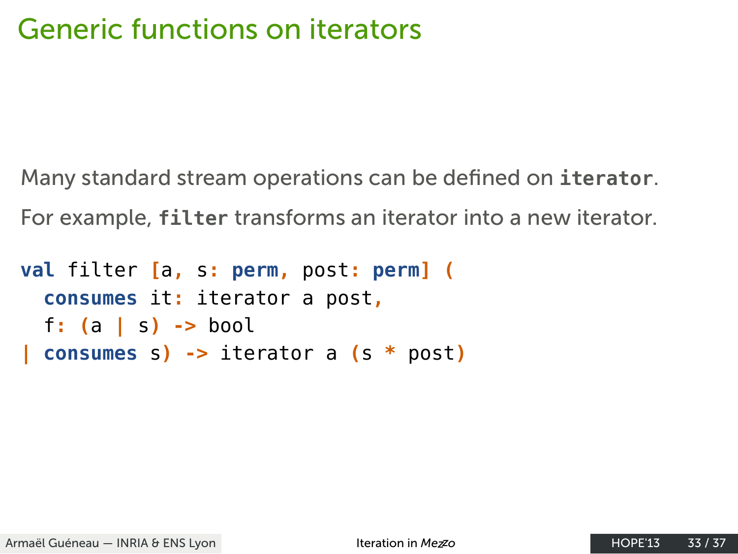# Generic functions on iterators

Many standard stream operations can be defined on **`iterator`**.

For example, **`filter`** transforms an iterator into a new iterator.

```
val filter [a, s: perm, post: perm] (
  consumes it: iterator a post,
  f: (a | s) -> bool
| consumes s) -> iterator a (s * post)
```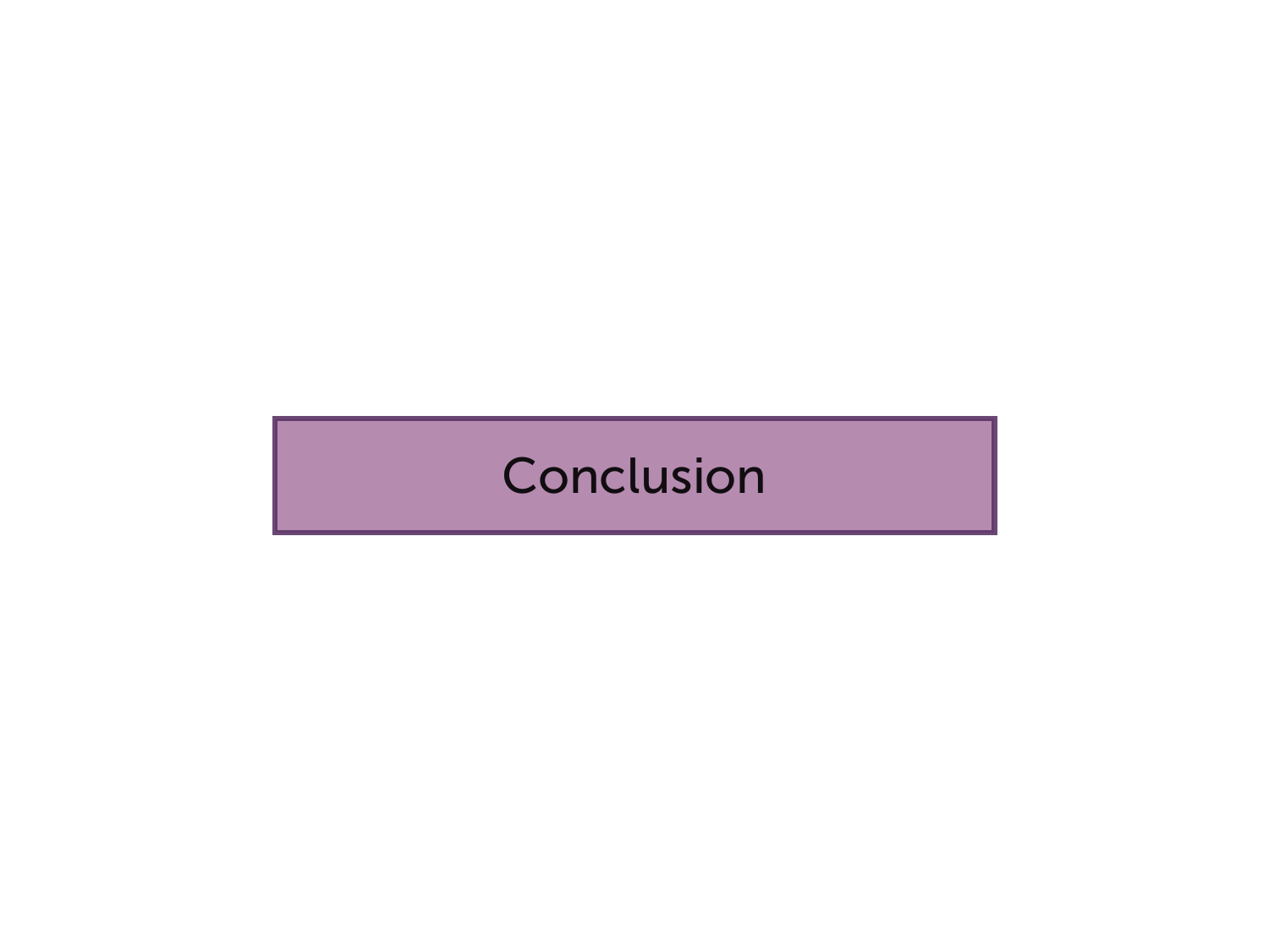# Conclusion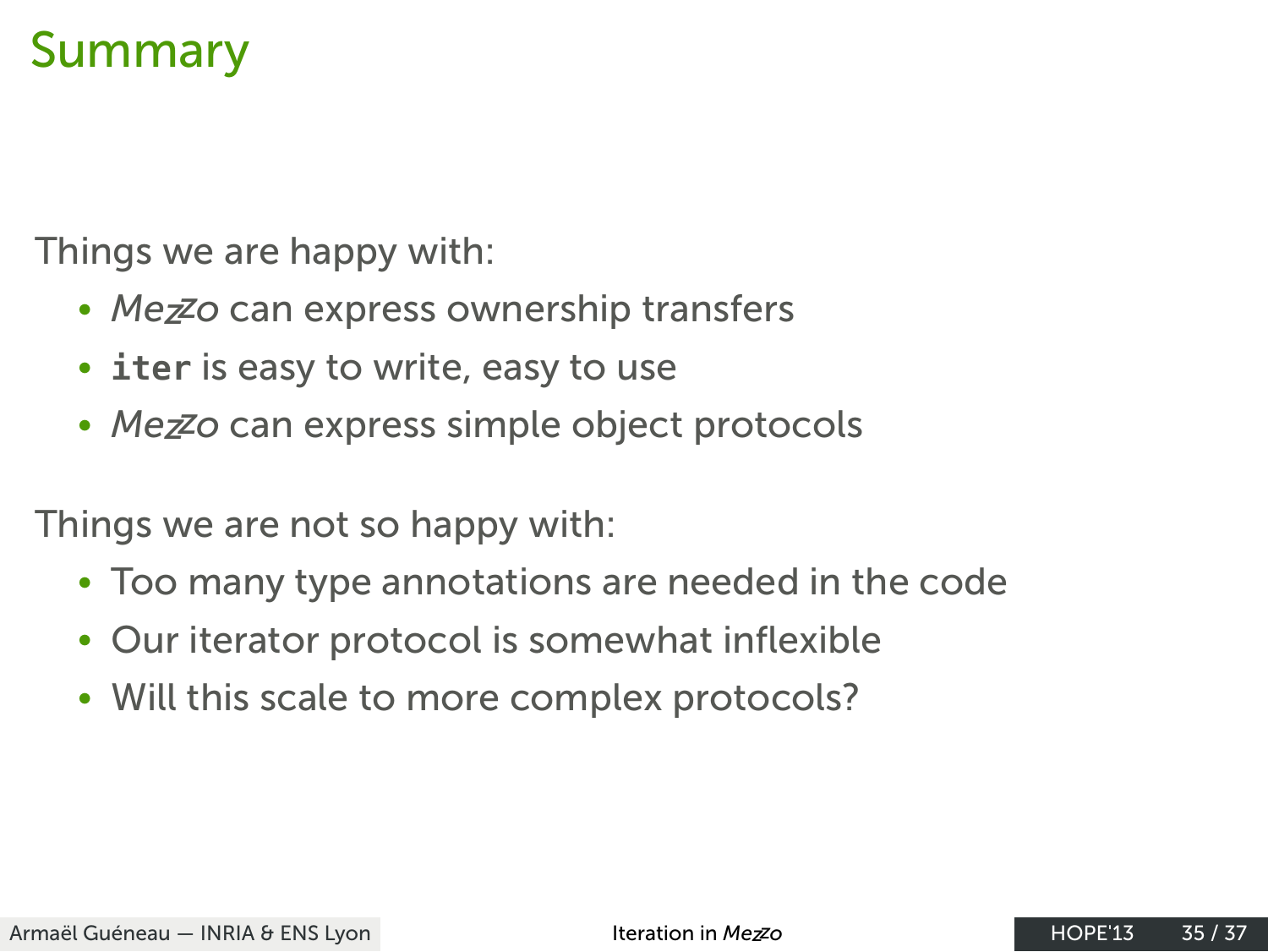# Summary

Things we are happy with:

- *Mezzo* can express ownership transfers
- `iter` is easy to write, easy to use
- *Mezzo* can express simple object protocols

Things we are not so happy with:

- Too many type annotations are needed in the code
- Our iterator protocol is somewhat inflexible
- Will this scale to more complex protocols?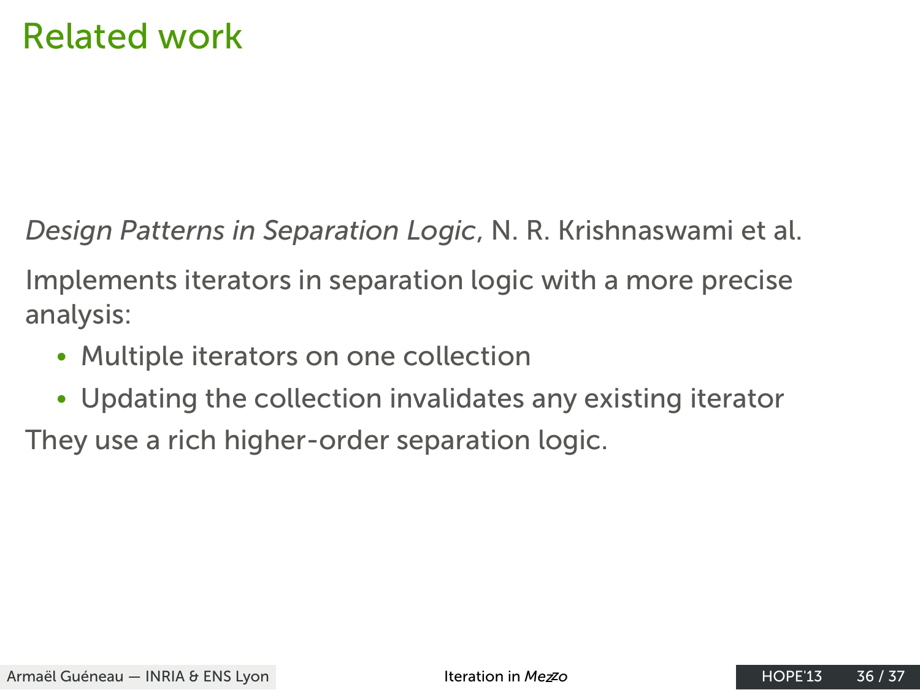# Related work

*Design Patterns in Separation Logic*, N. R. Krishnaswami et al.

Implements iterators in separation logic with a more precise analysis:

- Multiple iterators on one collection
- Updating the collection invalidates any existing iterator

They use a rich higher-order separation logic.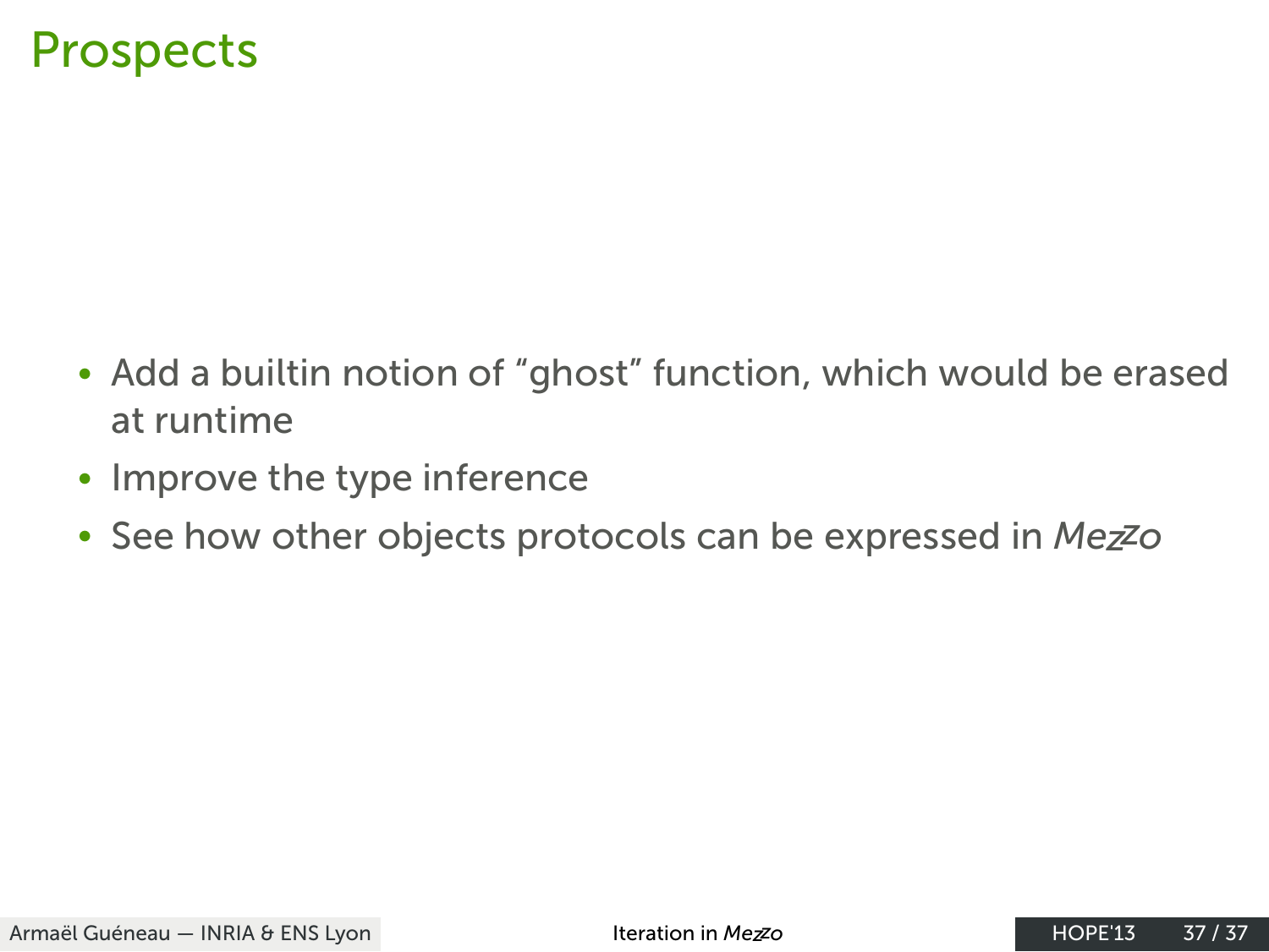# Prospects

- Add a builtin notion of “ghost” function, which would be erased at runtime
- Improve the type inference
- See how other objects protocols can be expressed in *Mezzo*